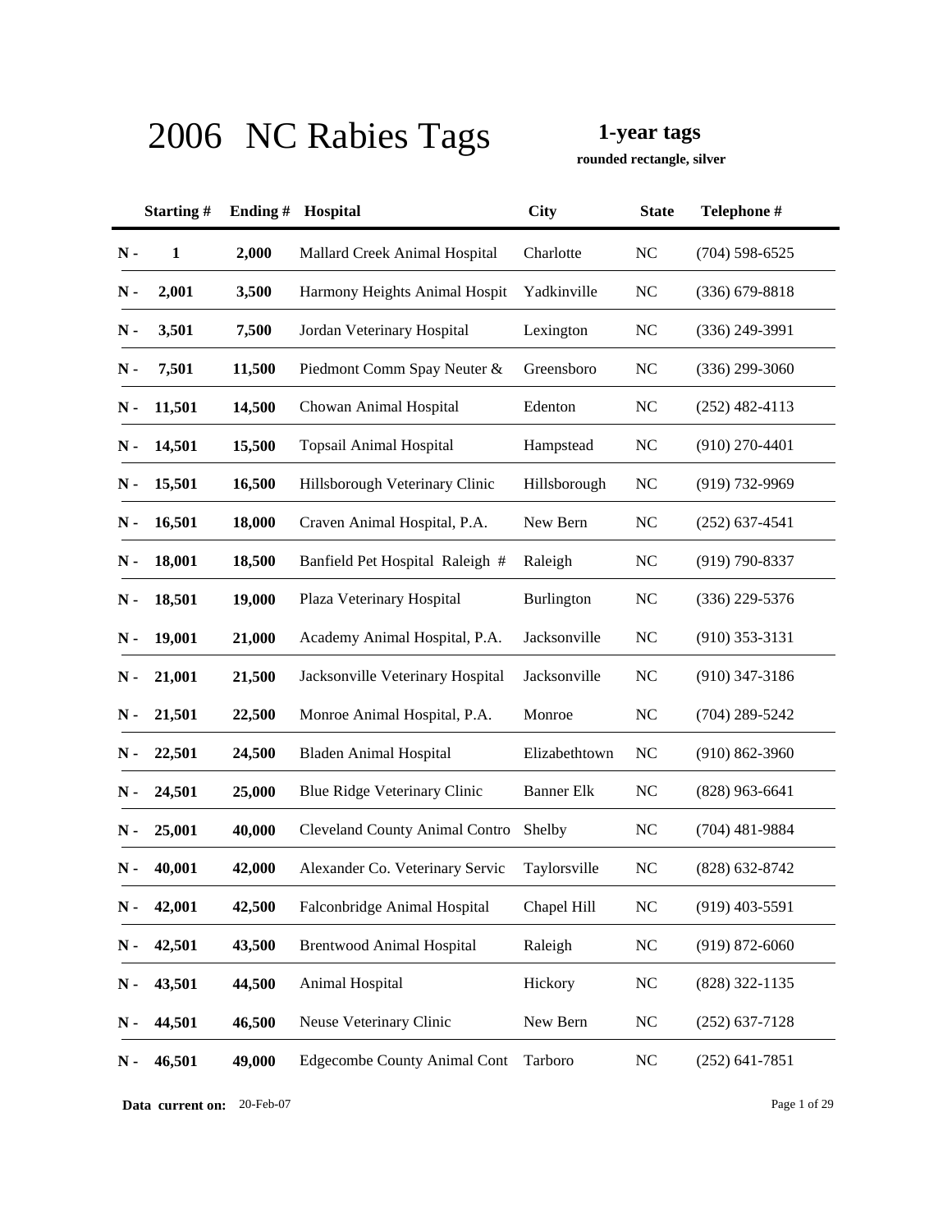# 2006 NC Rabies Tags

**1-year tags**

**rounded rectangle, silver**

| | Starting # | Ending # | Hospital | City | State | Telephone # |
|---|---|---|---|---|---|---|
| N - | 1 | 2,000 | Mallard Creek Animal Hospital | Charlotte | NC | (704) 598-6525 |
| N - | 2,001 | 3,500 | Harmony Heights Animal Hospit | Yadkinville | NC | (336) 679-8818 |
| N - | 3,501 | 7,500 | Jordan Veterinary Hospital | Lexington | NC | (336) 249-3991 |
| N - | 7,501 | 11,500 | Piedmont Comm Spay Neuter & | Greensboro | NC | (336) 299-3060 |
| N - | 11,501 | 14,500 | Chowan Animal Hospital | Edenton | NC | (252) 482-4113 |
| N - | 14,501 | 15,500 | Topsail Animal Hospital | Hampstead | NC | (910) 270-4401 |
| N - | 15,501 | 16,500 | Hillsborough Veterinary Clinic | Hillsborough | NC | (919) 732-9969 |
| N - | 16,501 | 18,000 | Craven Animal Hospital, P.A. | New Bern | NC | (252) 637-4541 |
| N - | 18,001 | 18,500 | Banfield Pet Hospital Raleigh # | Raleigh | NC | (919) 790-8337 |
| N - | 18,501 | 19,000 | Plaza Veterinary Hospital | Burlington | NC | (336) 229-5376 |
| N - | 19,001 | 21,000 | Academy Animal Hospital, P.A. | Jacksonville | NC | (910) 353-3131 |
| N - | 21,001 | 21,500 | Jacksonville Veterinary Hospital | Jacksonville | NC | (910) 347-3186 |
| N - | 21,501 | 22,500 | Monroe Animal Hospital, P.A. | Monroe | NC | (704) 289-5242 |
| N - | 22,501 | 24,500 | Bladen Animal Hospital | Elizabethtown | NC | (910) 862-3960 |
| N - | 24,501 | 25,000 | Blue Ridge Veterinary Clinic | Banner Elk | NC | (828) 963-6641 |
| N - | 25,001 | 40,000 | Cleveland County Animal Contro | Shelby | NC | (704) 481-9884 |
| N - | 40,001 | 42,000 | Alexander Co. Veterinary Servic | Taylorsville | NC | (828) 632-8742 |
| N - | 42,001 | 42,500 | Falconbridge Animal Hospital | Chapel Hill | NC | (919) 403-5591 |
| N - | 42,501 | 43,500 | Brentwood Animal Hospital | Raleigh | NC | (919) 872-6060 |
| N - | 43,501 | 44,500 | Animal Hospital | Hickory | NC | (828) 322-1135 |
| N - | 44,501 | 46,500 | Neuse Veterinary Clinic | New Bern | NC | (252) 637-7128 |
| N - | 46,501 | 49,000 | Edgecombe County Animal Cont | Tarboro | NC | (252) 641-7851 |

**Data current on:** 20-Feb-07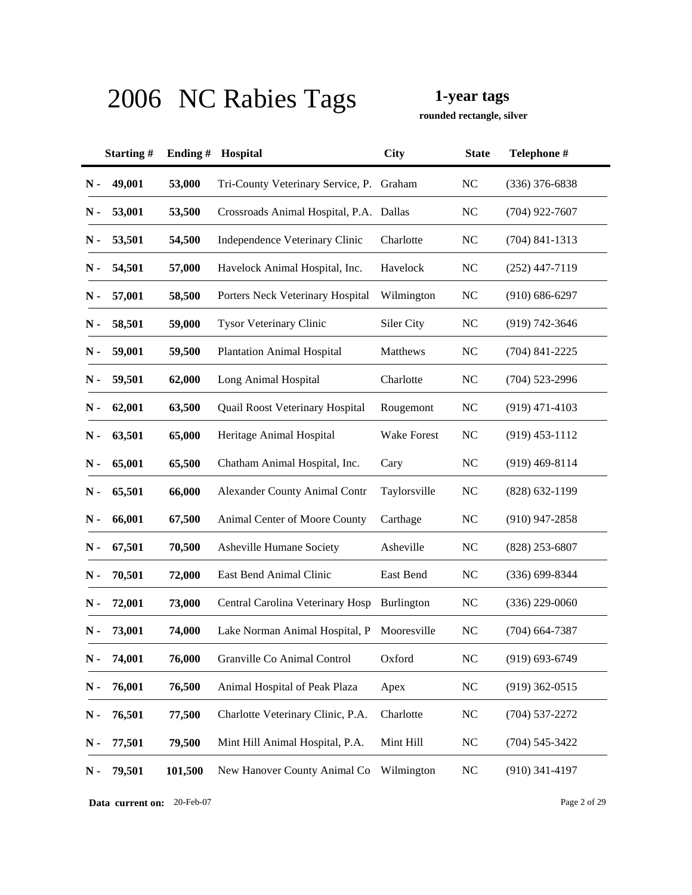# 2006 NC Rabies Tags

**1-year tags**

**rounded rectangle, silver**

| | Starting # | Ending # | Hospital | City | State | Telephone # |
|---|---|---|---|---|---|---|
| N - | 49,001 | 53,000 | Tri-County Veterinary Service, P. | Graham | NC | (336) 376-6838 |
| N - | 53,001 | 53,500 | Crossroads Animal Hospital, P.A. | Dallas | NC | (704) 922-7607 |
| N - | 53,501 | 54,500 | Independence Veterinary Clinic | Charlotte | NC | (704) 841-1313 |
| N - | 54,501 | 57,000 | Havelock Animal Hospital, Inc. | Havelock | NC | (252) 447-7119 |
| N - | 57,001 | 58,500 | Porters Neck Veterinary Hospital | Wilmington | NC | (910) 686-6297 |
| N - | 58,501 | 59,000 | Tysor Veterinary Clinic | Siler City | NC | (919) 742-3646 |
| N - | 59,001 | 59,500 | Plantation Animal Hospital | Matthews | NC | (704) 841-2225 |
| N - | 59,501 | 62,000 | Long Animal Hospital | Charlotte | NC | (704) 523-2996 |
| N - | 62,001 | 63,500 | Quail Roost Veterinary Hospital | Rougemont | NC | (919) 471-4103 |
| N - | 63,501 | 65,000 | Heritage Animal Hospital | Wake Forest | NC | (919) 453-1112 |
| N - | 65,001 | 65,500 | Chatham Animal Hospital, Inc. | Cary | NC | (919) 469-8114 |
| N - | 65,501 | 66,000 | Alexander County Animal Contr | Taylorsville | NC | (828) 632-1199 |
| N - | 66,001 | 67,500 | Animal Center of Moore County | Carthage | NC | (910) 947-2858 |
| N - | 67,501 | 70,500 | Asheville Humane Society | Asheville | NC | (828) 253-6807 |
| N - | 70,501 | 72,000 | East Bend Animal Clinic | East Bend | NC | (336) 699-8344 |
| N - | 72,001 | 73,000 | Central Carolina Veterinary Hosp | Burlington | NC | (336) 229-0060 |
| N - | 73,001 | 74,000 | Lake Norman Animal Hospital, P | Mooresville | NC | (704) 664-7387 |
| N - | 74,001 | 76,000 | Granville Co Animal Control | Oxford | NC | (919) 693-6749 |
| N - | 76,001 | 76,500 | Animal Hospital of Peak Plaza | Apex | NC | (919) 362-0515 |
| N - | 76,501 | 77,500 | Charlotte Veterinary Clinic, P.A. | Charlotte | NC | (704) 537-2272 |
| N - | 77,501 | 79,500 | Mint Hill Animal Hospital, P.A. | Mint Hill | NC | (704) 545-3422 |
| N - | 79,501 | 101,500 | New Hanover County Animal Co | Wilmington | NC | (910) 341-4197 |

**Data current on:** 20-Feb-07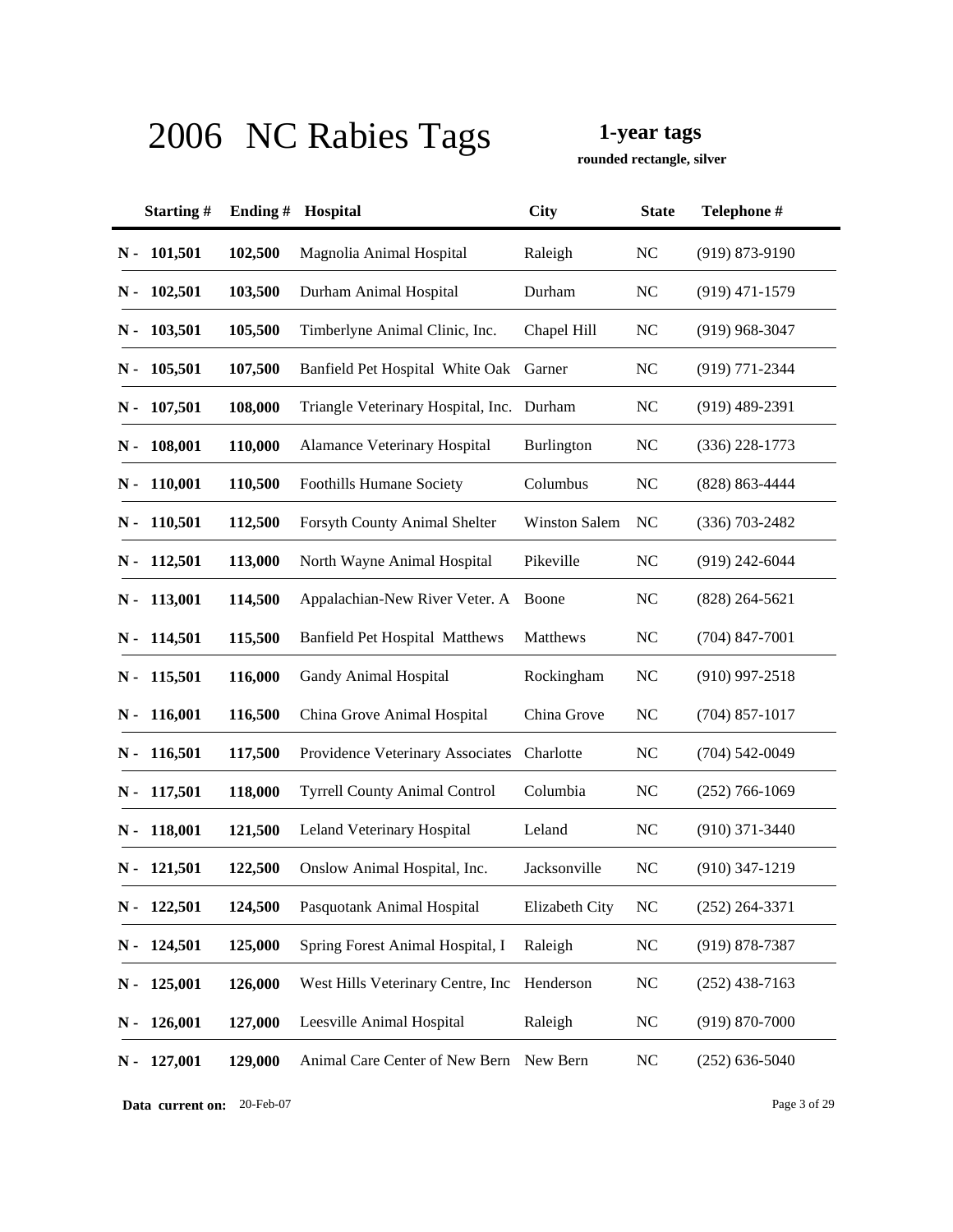# 2006 NC Rabies Tags

**1-year tags**

**rounded rectangle, silver**

| Starting # | Ending # | Hospital | City | State | Telephone # |
|---|---|---|---|---|---|
| N - 101,501 | 102,500 | Magnolia Animal Hospital | Raleigh | NC | (919) 873-9190 |
| N - 102,501 | 103,500 | Durham Animal Hospital | Durham | NC | (919) 471-1579 |
| N - 103,501 | 105,500 | Timberlyne Animal Clinic, Inc. | Chapel Hill | NC | (919) 968-3047 |
| N - 105,501 | 107,500 | Banfield Pet Hospital White Oak | Garner | NC | (919) 771-2344 |
| N - 107,501 | 108,000 | Triangle Veterinary Hospital, Inc. | Durham | NC | (919) 489-2391 |
| N - 108,001 | 110,000 | Alamance Veterinary Hospital | Burlington | NC | (336) 228-1773 |
| N - 110,001 | 110,500 | Foothills Humane Society | Columbus | NC | (828) 863-4444 |
| N - 110,501 | 112,500 | Forsyth County Animal Shelter | Winston Salem | NC | (336) 703-2482 |
| N - 112,501 | 113,000 | North Wayne Animal Hospital | Pikeville | NC | (919) 242-6044 |
| N - 113,001 | 114,500 | Appalachian-New River Veter. A | Boone | NC | (828) 264-5621 |
| N - 114,501 | 115,500 | Banfield Pet Hospital Matthews | Matthews | NC | (704) 847-7001 |
| N - 115,501 | 116,000 | Gandy Animal Hospital | Rockingham | NC | (910) 997-2518 |
| N - 116,001 | 116,500 | China Grove Animal Hospital | China Grove | NC | (704) 857-1017 |
| N - 116,501 | 117,500 | Providence Veterinary Associates | Charlotte | NC | (704) 542-0049 |
| N - 117,501 | 118,000 | Tyrrell County Animal Control | Columbia | NC | (252) 766-1069 |
| N - 118,001 | 121,500 | Leland Veterinary Hospital | Leland | NC | (910) 371-3440 |
| N - 121,501 | 122,500 | Onslow Animal Hospital, Inc. | Jacksonville | NC | (910) 347-1219 |
| N - 122,501 | 124,500 | Pasquotank Animal Hospital | Elizabeth City | NC | (252) 264-3371 |
| N - 124,501 | 125,000 | Spring Forest Animal Hospital, I | Raleigh | NC | (919) 878-7387 |
| N - 125,001 | 126,000 | West Hills Veterinary Centre, Inc | Henderson | NC | (252) 438-7163 |
| N - 126,001 | 127,000 | Leesville Animal Hospital | Raleigh | NC | (919) 870-7000 |
| N - 127,001 | 129,000 | Animal Care Center of New Bern | New Bern | NC | (252) 636-5040 |

**Data current on:** 20-Feb-07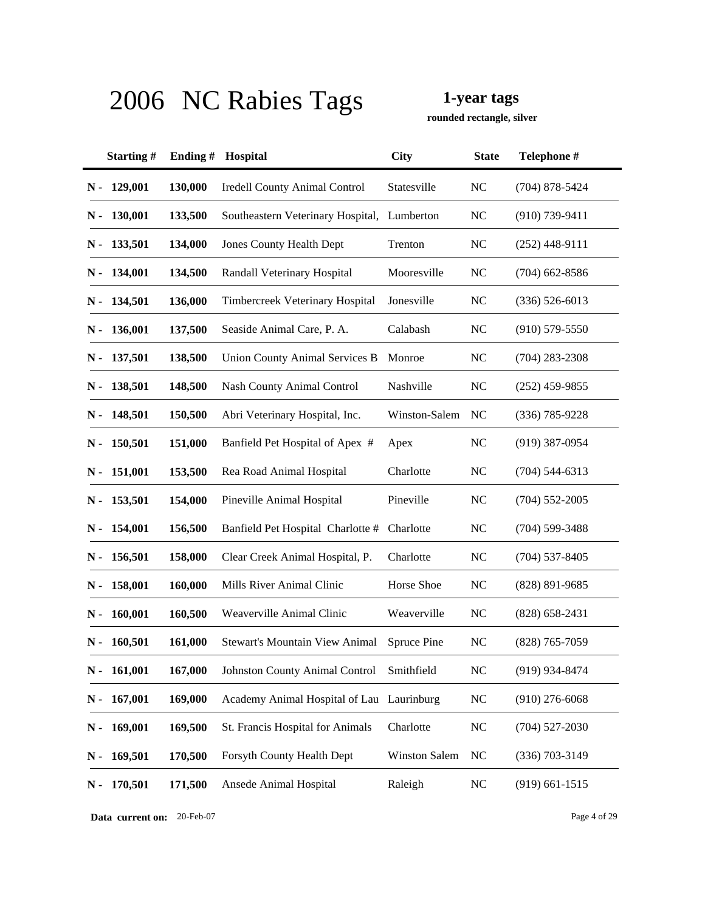# 2006 NC Rabies Tags

**1-year tags**

**rounded rectangle, silver**

| | Starting # | Ending # | Hospital | City | State | Telephone # |
|---|---|---|---|---|---|---|
| N - | 129,001 | 130,000 | Iredell County Animal Control | Statesville | NC | (704) 878-5424 |
| N - | 130,001 | 133,500 | Southeastern Veterinary Hospital, | Lumberton | NC | (910) 739-9411 |
| N - | 133,501 | 134,000 | Jones County Health Dept | Trenton | NC | (252) 448-9111 |
| N - | 134,001 | 134,500 | Randall Veterinary Hospital | Mooresville | NC | (704) 662-8586 |
| N - | 134,501 | 136,000 | Timbercreek Veterinary Hospital | Jonesville | NC | (336) 526-6013 |
| N - | 136,001 | 137,500 | Seaside Animal Care, P. A. | Calabash | NC | (910) 579-5550 |
| N - | 137,501 | 138,500 | Union County Animal Services B | Monroe | NC | (704) 283-2308 |
| N - | 138,501 | 148,500 | Nash County Animal Control | Nashville | NC | (252) 459-9855 |
| N - | 148,501 | 150,500 | Abri Veterinary Hospital, Inc. | Winston-Salem | NC | (336) 785-9228 |
| N - | 150,501 | 151,000 | Banfield Pet Hospital of Apex # | Apex | NC | (919) 387-0954 |
| N - | 151,001 | 153,500 | Rea Road Animal Hospital | Charlotte | NC | (704) 544-6313 |
| N - | 153,501 | 154,000 | Pineville Animal Hospital | Pineville | NC | (704) 552-2005 |
| N - | 154,001 | 156,500 | Banfield Pet Hospital Charlotte # | Charlotte | NC | (704) 599-3488 |
| N - | 156,501 | 158,000 | Clear Creek Animal Hospital, P. | Charlotte | NC | (704) 537-8405 |
| N - | 158,001 | 160,000 | Mills River Animal Clinic | Horse Shoe | NC | (828) 891-9685 |
| N - | 160,001 | 160,500 | Weaverville Animal Clinic | Weaverville | NC | (828) 658-2431 |
| N - | 160,501 | 161,000 | Stewart's Mountain View Animal | Spruce Pine | NC | (828) 765-7059 |
| N - | 161,001 | 167,000 | Johnston County Animal Control | Smithfield | NC | (919) 934-8474 |
| N - | 167,001 | 169,000 | Academy Animal Hospital of Lau | Laurinburg | NC | (910) 276-6068 |
| N - | 169,001 | 169,500 | St. Francis Hospital for Animals | Charlotte | NC | (704) 527-2030 |
| N - | 169,501 | 170,500 | Forsyth County Health Dept | Winston Salem | NC | (336) 703-3149 |
| N - | 170,501 | 171,500 | Ansede Animal Hospital | Raleigh | NC | (919) 661-1515 |

**Data current on:** 20-Feb-07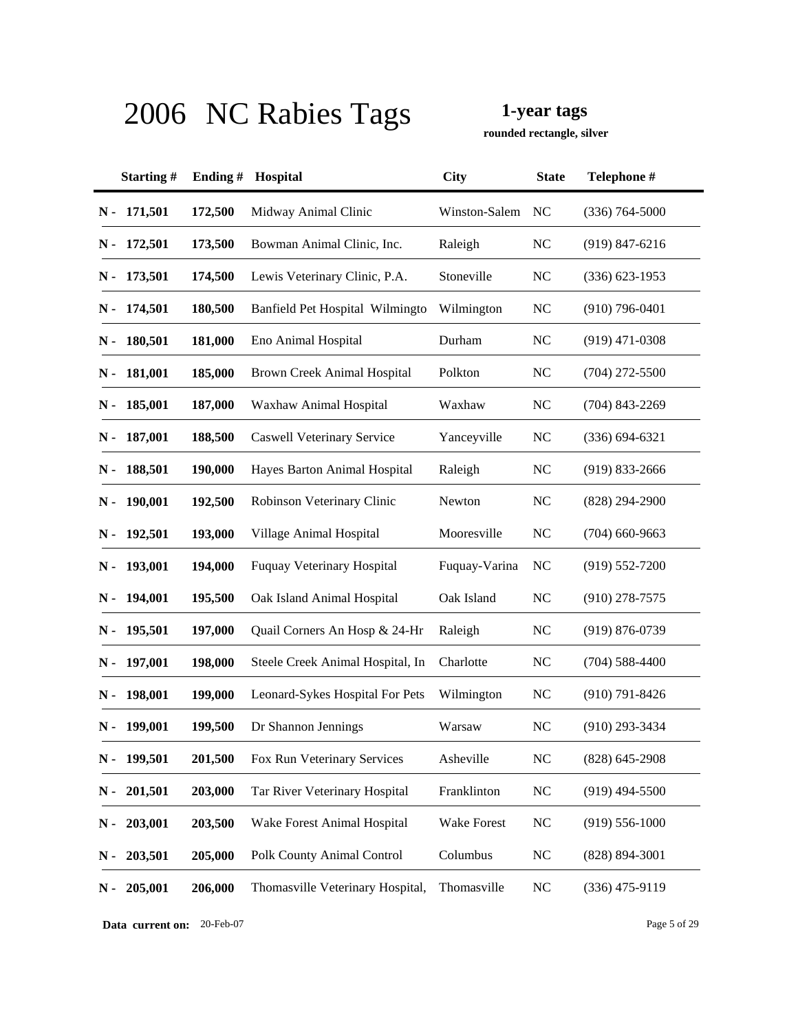# 2006 NC Rabies Tags

**1-year tags**

**rounded rectangle, silver**

| | Starting # | Ending # | Hospital | City | State | Telephone # |
|---|---|---|---|---|---|---|
| N - | 171,501 | 172,500 | Midway Animal Clinic | Winston-Salem | NC | (336) 764-5000 |
| N - | 172,501 | 173,500 | Bowman Animal Clinic, Inc. | Raleigh | NC | (919) 847-6216 |
| N - | 173,501 | 174,500 | Lewis Veterinary Clinic, P.A. | Stoneville | NC | (336) 623-1953 |
| N - | 174,501 | 180,500 | Banfield Pet Hospital Wilmingto | Wilmington | NC | (910) 796-0401 |
| N - | 180,501 | 181,000 | Eno Animal Hospital | Durham | NC | (919) 471-0308 |
| N - | 181,001 | 185,000 | Brown Creek Animal Hospital | Polkton | NC | (704) 272-5500 |
| N - | 185,001 | 187,000 | Waxhaw Animal Hospital | Waxhaw | NC | (704) 843-2269 |
| N - | 187,001 | 188,500 | Caswell Veterinary Service | Yanceyville | NC | (336) 694-6321 |
| N - | 188,501 | 190,000 | Hayes Barton Animal Hospital | Raleigh | NC | (919) 833-2666 |
| N - | 190,001 | 192,500 | Robinson Veterinary Clinic | Newton | NC | (828) 294-2900 |
| N - | 192,501 | 193,000 | Village Animal Hospital | Mooresville | NC | (704) 660-9663 |
| N - | 193,001 | 194,000 | Fuquay Veterinary Hospital | Fuquay-Varina | NC | (919) 552-7200 |
| N - | 194,001 | 195,500 | Oak Island Animal Hospital | Oak Island | NC | (910) 278-7575 |
| N - | 195,501 | 197,000 | Quail Corners An Hosp & 24-Hr | Raleigh | NC | (919) 876-0739 |
| N - | 197,001 | 198,000 | Steele Creek Animal Hospital, In | Charlotte | NC | (704) 588-4400 |
| N - | 198,001 | 199,000 | Leonard-Sykes Hospital For Pets | Wilmington | NC | (910) 791-8426 |
| N - | 199,001 | 199,500 | Dr Shannon Jennings | Warsaw | NC | (910) 293-3434 |
| N - | 199,501 | 201,500 | Fox Run Veterinary Services | Asheville | NC | (828) 645-2908 |
| N - | 201,501 | 203,000 | Tar River Veterinary Hospital | Franklinton | NC | (919) 494-5500 |
| N - | 203,001 | 203,500 | Wake Forest Animal Hospital | Wake Forest | NC | (919) 556-1000 |
| N - | 203,501 | 205,000 | Polk County Animal Control | Columbus | NC | (828) 894-3001 |
| N - | 205,001 | 206,000 | Thomasville Veterinary Hospital, | Thomasville | NC | (336) 475-9119 |

**Data current on:** 20-Feb-07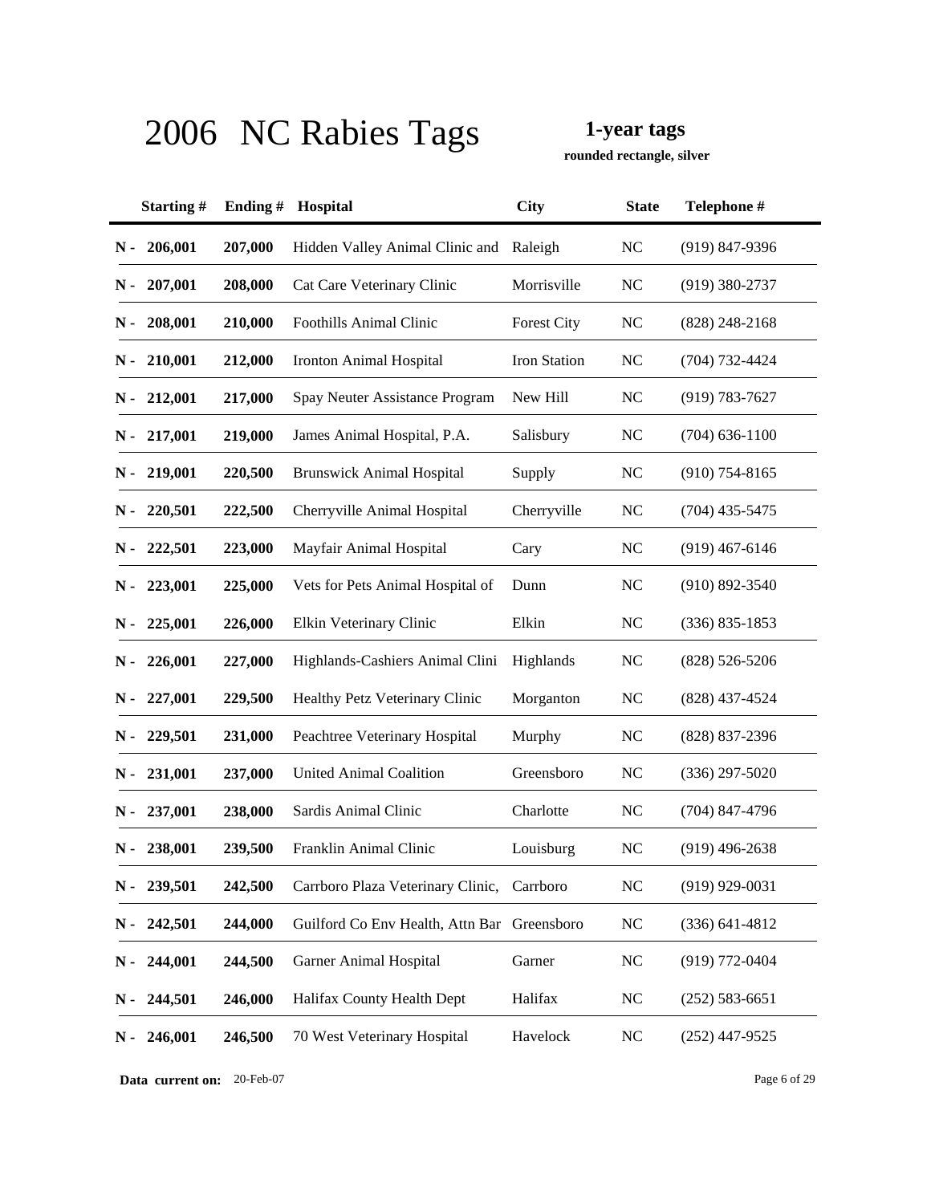# 2006 NC Rabies Tags

**1-year tags**

**rounded rectangle, silver**

| | Starting # | Ending # | Hospital | City | State | Telephone # |
|---|---|---|---|---|---|---|
| N - | 206,001 | 207,000 | Hidden Valley Animal Clinic and | Raleigh | NC | (919) 847-9396 |
| N - | 207,001 | 208,000 | Cat Care Veterinary Clinic | Morrisville | NC | (919) 380-2737 |
| N - | 208,001 | 210,000 | Foothills Animal Clinic | Forest City | NC | (828) 248-2168 |
| N - | 210,001 | 212,000 | Ironton Animal Hospital | Iron Station | NC | (704) 732-4424 |
| N - | 212,001 | 217,000 | Spay Neuter Assistance Program | New Hill | NC | (919) 783-7627 |
| N - | 217,001 | 219,000 | James Animal Hospital, P.A. | Salisbury | NC | (704) 636-1100 |
| N - | 219,001 | 220,500 | Brunswick Animal Hospital | Supply | NC | (910) 754-8165 |
| N - | 220,501 | 222,500 | Cherryville Animal Hospital | Cherryville | NC | (704) 435-5475 |
| N - | 222,501 | 223,000 | Mayfair Animal Hospital | Cary | NC | (919) 467-6146 |
| N - | 223,001 | 225,000 | Vets for Pets Animal Hospital of | Dunn | NC | (910) 892-3540 |
| N - | 225,001 | 226,000 | Elkin Veterinary Clinic | Elkin | NC | (336) 835-1853 |
| N - | 226,001 | 227,000 | Highlands-Cashiers Animal Clini | Highlands | NC | (828) 526-5206 |
| N - | 227,001 | 229,500 | Healthy Petz Veterinary Clinic | Morganton | NC | (828) 437-4524 |
| N - | 229,501 | 231,000 | Peachtree Veterinary Hospital | Murphy | NC | (828) 837-2396 |
| N - | 231,001 | 237,000 | United Animal Coalition | Greensboro | NC | (336) 297-5020 |
| N - | 237,001 | 238,000 | Sardis Animal Clinic | Charlotte | NC | (704) 847-4796 |
| N - | 238,001 | 239,500 | Franklin Animal Clinic | Louisburg | NC | (919) 496-2638 |
| N - | 239,501 | 242,500 | Carrboro Plaza Veterinary Clinic, | Carrboro | NC | (919) 929-0031 |
| N - | 242,501 | 244,000 | Guilford Co Env Health, Attn Bar | Greensboro | NC | (336) 641-4812 |
| N - | 244,001 | 244,500 | Garner Animal Hospital | Garner | NC | (919) 772-0404 |
| N - | 244,501 | 246,000 | Halifax County Health Dept | Halifax | NC | (252) 583-6651 |
| N - | 246,001 | 246,500 | 70 West Veterinary Hospital | Havelock | NC | (252) 447-9525 |

**Data current on:** 20-Feb-07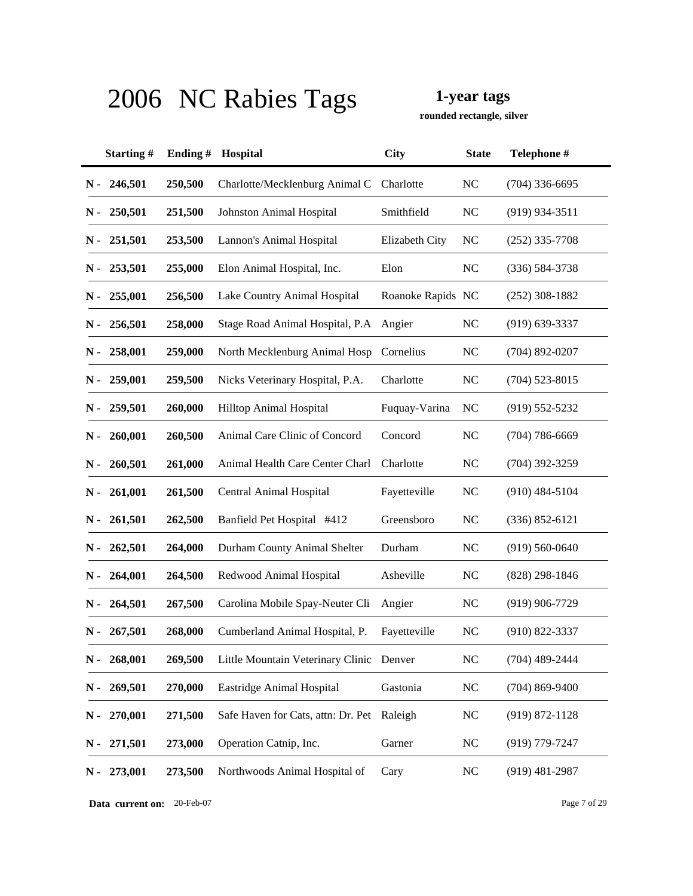# 2006 NC Rabies Tags

**1-year tags**

**rounded rectangle, silver**

| | Starting # | Ending # | Hospital | City | State | Telephone # |
|---|---|---|---|---|---|---|
| N - | 246,501 | 250,500 | Charlotte/Mecklenburg Animal C | Charlotte | NC | (704) 336-6695 |
| N - | 250,501 | 251,500 | Johnston Animal Hospital | Smithfield | NC | (919) 934-3511 |
| N - | 251,501 | 253,500 | Lannon's Animal Hospital | Elizabeth City | NC | (252) 335-7708 |
| N - | 253,501 | 255,000 | Elon Animal Hospital, Inc. | Elon | NC | (336) 584-3738 |
| N - | 255,001 | 256,500 | Lake Country Animal Hospital | Roanoke Rapids | NC | (252) 308-1882 |
| N - | 256,501 | 258,000 | Stage Road Animal Hospital, P.A | Angier | NC | (919) 639-3337 |
| N - | 258,001 | 259,000 | North Mecklenburg Animal Hosp | Cornelius | NC | (704) 892-0207 |
| N - | 259,001 | 259,500 | Nicks Veterinary Hospital, P.A. | Charlotte | NC | (704) 523-8015 |
| N - | 259,501 | 260,000 | Hilltop Animal Hospital | Fuquay-Varina | NC | (919) 552-5232 |
| N - | 260,001 | 260,500 | Animal Care Clinic of Concord | Concord | NC | (704) 786-6669 |
| N - | 260,501 | 261,000 | Animal Health Care Center Charl | Charlotte | NC | (704) 392-3259 |
| N - | 261,001 | 261,500 | Central Animal Hospital | Fayetteville | NC | (910) 484-5104 |
| N - | 261,501 | 262,500 | Banfield Pet Hospital #412 | Greensboro | NC | (336) 852-6121 |
| N - | 262,501 | 264,000 | Durham County Animal Shelter | Durham | NC | (919) 560-0640 |
| N - | 264,001 | 264,500 | Redwood Animal Hospital | Asheville | NC | (828) 298-1846 |
| N - | 264,501 | 267,500 | Carolina Mobile Spay-Neuter Cli | Angier | NC | (919) 906-7729 |
| N - | 267,501 | 268,000 | Cumberland Animal Hospital, P. | Fayetteville | NC | (910) 822-3337 |
| N - | 268,001 | 269,500 | Little Mountain Veterinary Clinic | Denver | NC | (704) 489-2444 |
| N - | 269,501 | 270,000 | Eastridge Animal Hospital | Gastonia | NC | (704) 869-9400 |
| N - | 270,001 | 271,500 | Safe Haven for Cats, attn: Dr. Pet | Raleigh | NC | (919) 872-1128 |
| N - | 271,501 | 273,000 | Operation Catnip, Inc. | Garner | NC | (919) 779-7247 |
| N - | 273,001 | 273,500 | Northwoods Animal Hospital of | Cary | NC | (919) 481-2987 |

**Data current on:** 20-Feb-07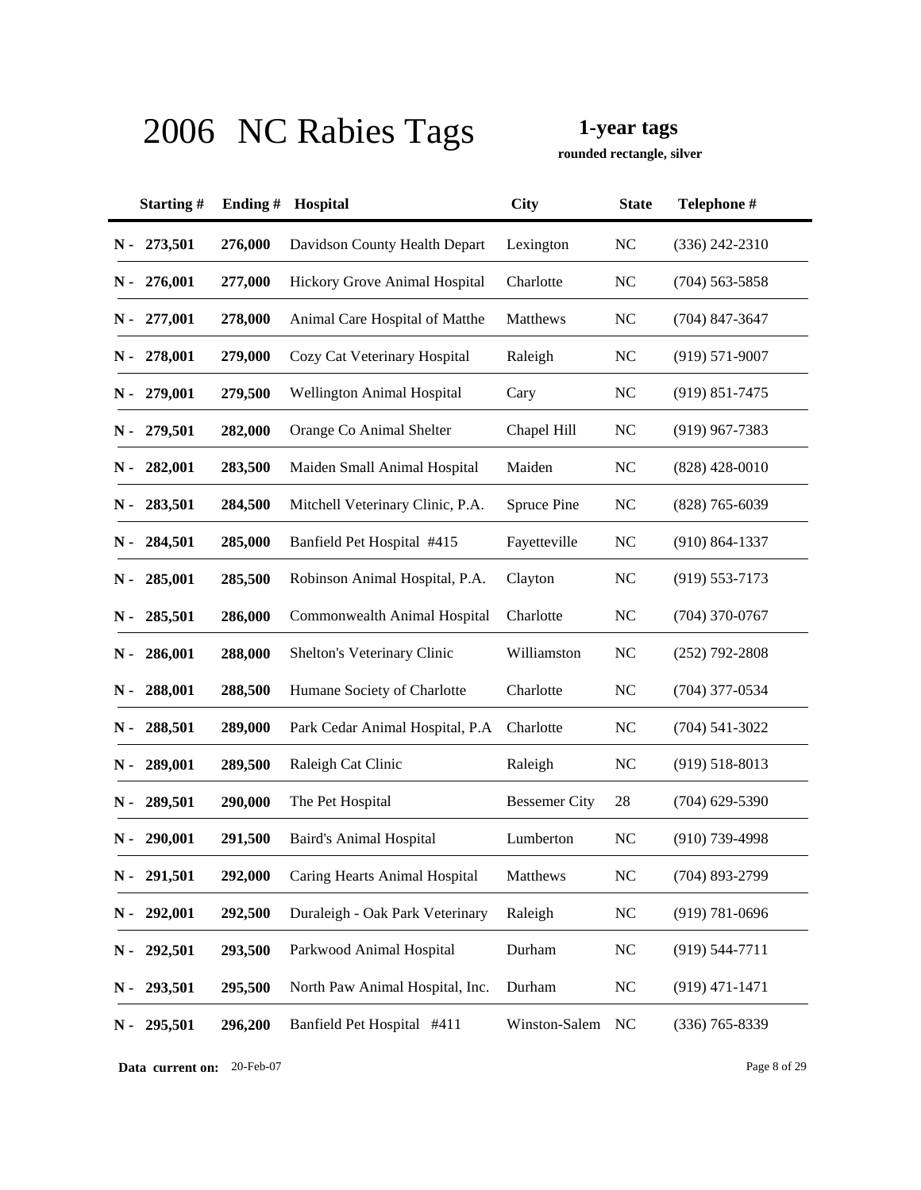# 2006 NC Rabies Tags

**1-year tags**

**rounded rectangle, silver**

| | Starting # | Ending # | Hospital | City | State | Telephone # |
|---|---|---|---|---|---|---|
| N - | 273,501 | 276,000 | Davidson County Health Depart | Lexington | NC | (336) 242-2310 |
| N - | 276,001 | 277,000 | Hickory Grove Animal Hospital | Charlotte | NC | (704) 563-5858 |
| N - | 277,001 | 278,000 | Animal Care Hospital of Matthe | Matthews | NC | (704) 847-3647 |
| N - | 278,001 | 279,000 | Cozy Cat Veterinary Hospital | Raleigh | NC | (919) 571-9007 |
| N - | 279,001 | 279,500 | Wellington Animal Hospital | Cary | NC | (919) 851-7475 |
| N - | 279,501 | 282,000 | Orange Co Animal Shelter | Chapel Hill | NC | (919) 967-7383 |
| N - | 282,001 | 283,500 | Maiden Small Animal Hospital | Maiden | NC | (828) 428-0010 |
| N - | 283,501 | 284,500 | Mitchell Veterinary Clinic, P.A. | Spruce Pine | NC | (828) 765-6039 |
| N - | 284,501 | 285,000 | Banfield Pet Hospital #415 | Fayetteville | NC | (910) 864-1337 |
| N - | 285,001 | 285,500 | Robinson Animal Hospital, P.A. | Clayton | NC | (919) 553-7173 |
| N - | 285,501 | 286,000 | Commonwealth Animal Hospital | Charlotte | NC | (704) 370-0767 |
| N - | 286,001 | 288,000 | Shelton's Veterinary Clinic | Williamston | NC | (252) 792-2808 |
| N - | 288,001 | 288,500 | Humane Society of Charlotte | Charlotte | NC | (704) 377-0534 |
| N - | 288,501 | 289,000 | Park Cedar Animal Hospital, P.A | Charlotte | NC | (704) 541-3022 |
| N - | 289,001 | 289,500 | Raleigh Cat Clinic | Raleigh | NC | (919) 518-8013 |
| N - | 289,501 | 290,000 | The Pet Hospital | Bessemer City | 28 | (704) 629-5390 |
| N - | 290,001 | 291,500 | Baird's Animal Hospital | Lumberton | NC | (910) 739-4998 |
| N - | 291,501 | 292,000 | Caring Hearts Animal Hospital | Matthews | NC | (704) 893-2799 |
| N - | 292,001 | 292,500 | Duraleigh - Oak Park Veterinary | Raleigh | NC | (919) 781-0696 |
| N - | 292,501 | 293,500 | Parkwood Animal Hospital | Durham | NC | (919) 544-7711 |
| N - | 293,501 | 295,500 | North Paw Animal Hospital, Inc. | Durham | NC | (919) 471-1471 |
| N - | 295,501 | 296,200 | Banfield Pet Hospital #411 | Winston-Salem | NC | (336) 765-8339 |

**Data current on:** 20-Feb-07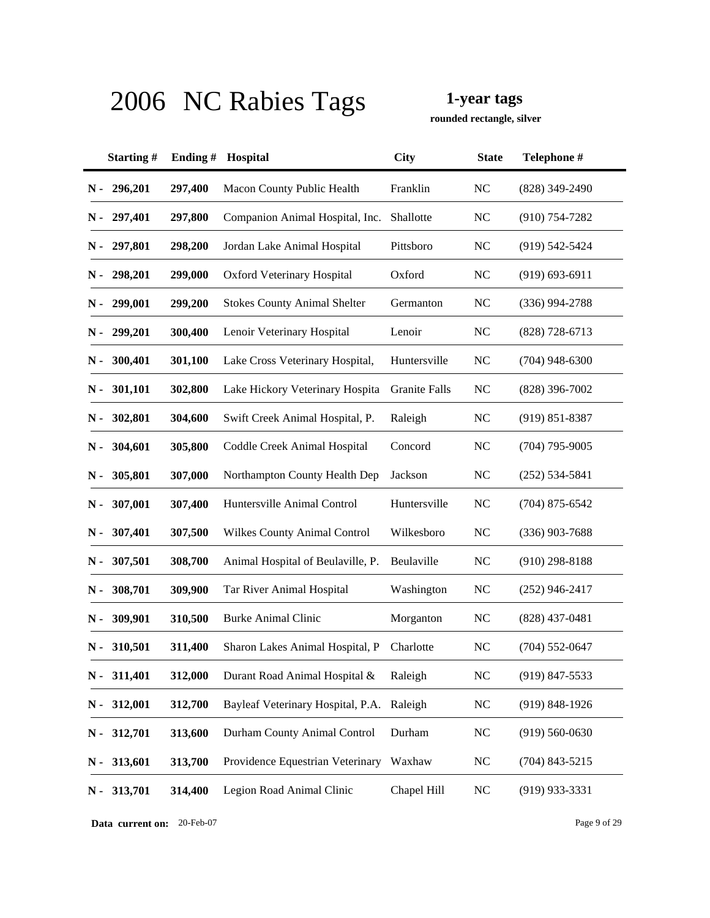# 2006 NC Rabies Tags

**1-year tags**

**rounded rectangle, silver**

| Starting # | Ending # | Hospital | City | State | Telephone # |
|---|---|---|---|---|---|
| **N - 296,201** | **297,400** | Macon County Public Health | Franklin | NC | (828) 349-2490 |
| **N - 297,401** | **297,800** | Companion Animal Hospital, Inc. | Shallotte | NC | (910) 754-7282 |
| **N - 297,801** | **298,200** | Jordan Lake Animal Hospital | Pittsboro | NC | (919) 542-5424 |
| **N - 298,201** | **299,000** | Oxford Veterinary Hospital | Oxford | NC | (919) 693-6911 |
| **N - 299,001** | **299,200** | Stokes County Animal Shelter | Germanton | NC | (336) 994-2788 |
| **N - 299,201** | **300,400** | Lenoir Veterinary Hospital | Lenoir | NC | (828) 728-6713 |
| **N - 300,401** | **301,100** | Lake Cross Veterinary Hospital, | Huntersville | NC | (704) 948-6300 |
| **N - 301,101** | **302,800** | Lake Hickory Veterinary Hospita | Granite Falls | NC | (828) 396-7002 |
| **N - 302,801** | **304,600** | Swift Creek Animal Hospital, P. | Raleigh | NC | (919) 851-8387 |
| **N - 304,601** | **305,800** | Coddle Creek Animal Hospital | Concord | NC | (704) 795-9005 |
| **N - 305,801** | **307,000** | Northampton County Health Dep | Jackson | NC | (252) 534-5841 |
| **N - 307,001** | **307,400** | Huntersville Animal Control | Huntersville | NC | (704) 875-6542 |
| **N - 307,401** | **307,500** | Wilkes County Animal Control | Wilkesboro | NC | (336) 903-7688 |
| **N - 307,501** | **308,700** | Animal Hospital of Beulaville, P. | Beulaville | NC | (910) 298-8188 |
| **N - 308,701** | **309,900** | Tar River Animal Hospital | Washington | NC | (252) 946-2417 |
| **N - 309,901** | **310,500** | Burke Animal Clinic | Morganton | NC | (828) 437-0481 |
| **N - 310,501** | **311,400** | Sharon Lakes Animal Hospital, P | Charlotte | NC | (704) 552-0647 |
| **N - 311,401** | **312,000** | Durant Road Animal Hospital & | Raleigh | NC | (919) 847-5533 |
| **N - 312,001** | **312,700** | Bayleaf Veterinary Hospital, P.A. | Raleigh | NC | (919) 848-1926 |
| **N - 312,701** | **313,600** | Durham County Animal Control | Durham | NC | (919) 560-0630 |
| **N - 313,601** | **313,700** | Providence Equestrian Veterinary | Waxhaw | NC | (704) 843-5215 |
| **N - 313,701** | **314,400** | Legion Road Animal Clinic | Chapel Hill | NC | (919) 933-3331 |

**Data current on:** 20-Feb-07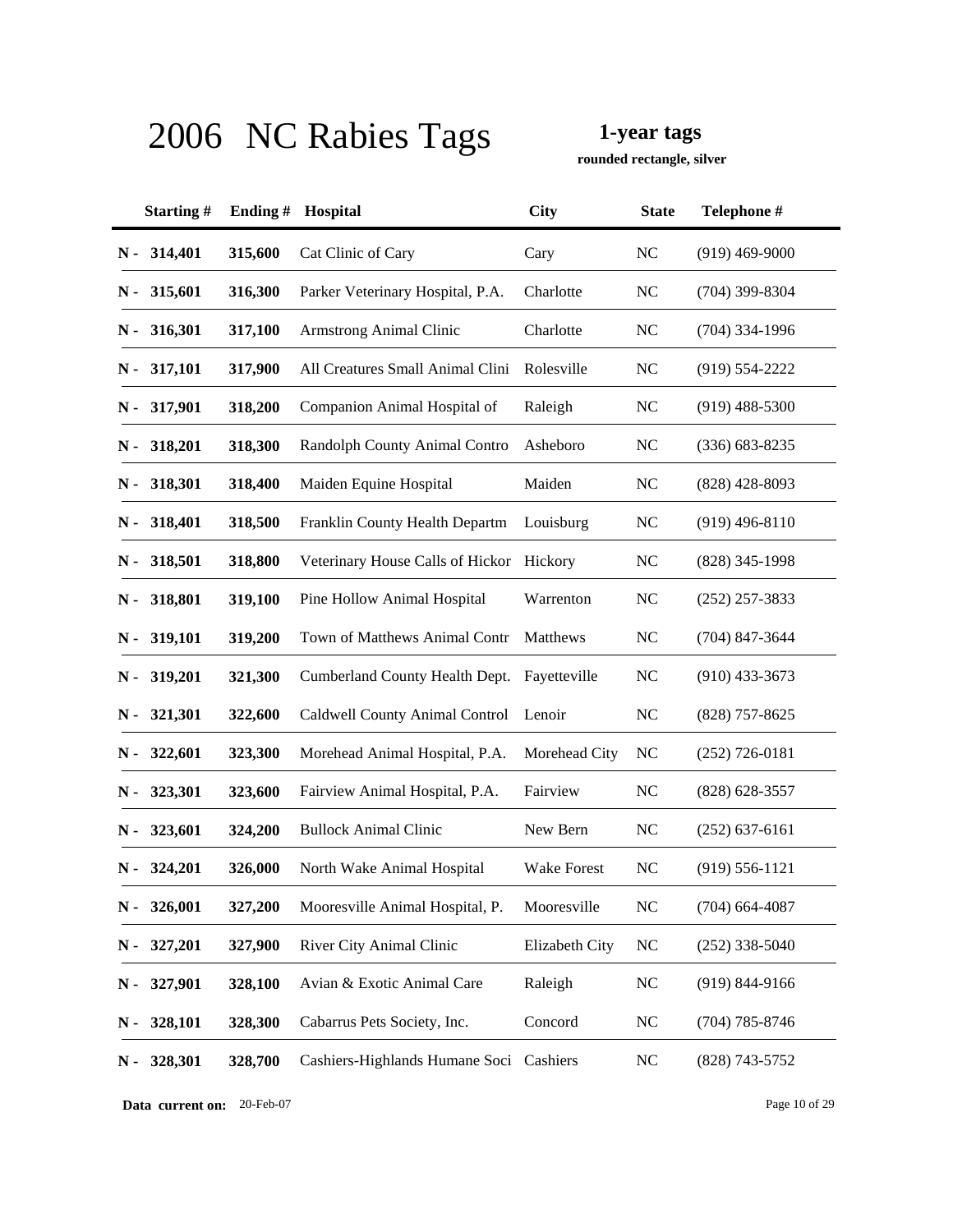# 2006 NC Rabies Tags

**1-year tags**

**rounded rectangle, silver**

| Starting # | Ending # | Hospital | City | State | Telephone # |
|---|---|---|---|---|---|
| N - 314,401 | 315,600 | Cat Clinic of Cary | Cary | NC | (919) 469-9000 |
| N - 315,601 | 316,300 | Parker Veterinary Hospital, P.A. | Charlotte | NC | (704) 399-8304 |
| N - 316,301 | 317,100 | Armstrong Animal Clinic | Charlotte | NC | (704) 334-1996 |
| N - 317,101 | 317,900 | All Creatures Small Animal Clini | Rolesville | NC | (919) 554-2222 |
| N - 317,901 | 318,200 | Companion Animal Hospital of | Raleigh | NC | (919) 488-5300 |
| N - 318,201 | 318,300 | Randolph County Animal Contro | Asheboro | NC | (336) 683-8235 |
| N - 318,301 | 318,400 | Maiden Equine Hospital | Maiden | NC | (828) 428-8093 |
| N - 318,401 | 318,500 | Franklin County Health Departm | Louisburg | NC | (919) 496-8110 |
| N - 318,501 | 318,800 | Veterinary House Calls of Hickor | Hickory | NC | (828) 345-1998 |
| N - 318,801 | 319,100 | Pine Hollow Animal Hospital | Warrenton | NC | (252) 257-3833 |
| N - 319,101 | 319,200 | Town of Matthews Animal Contr | Matthews | NC | (704) 847-3644 |
| N - 319,201 | 321,300 | Cumberland County Health Dept. | Fayetteville | NC | (910) 433-3673 |
| N - 321,301 | 322,600 | Caldwell County Animal Control | Lenoir | NC | (828) 757-8625 |
| N - 322,601 | 323,300 | Morehead Animal Hospital, P.A. | Morehead City | NC | (252) 726-0181 |
| N - 323,301 | 323,600 | Fairview Animal Hospital, P.A. | Fairview | NC | (828) 628-3557 |
| N - 323,601 | 324,200 | Bullock Animal Clinic | New Bern | NC | (252) 637-6161 |
| N - 324,201 | 326,000 | North Wake Animal Hospital | Wake Forest | NC | (919) 556-1121 |
| N - 326,001 | 327,200 | Mooresville Animal Hospital, P. | Mooresville | NC | (704) 664-4087 |
| N - 327,201 | 327,900 | River City Animal Clinic | Elizabeth City | NC | (252) 338-5040 |
| N - 327,901 | 328,100 | Avian & Exotic Animal Care | Raleigh | NC | (919) 844-9166 |
| N - 328,101 | 328,300 | Cabarrus Pets Society, Inc. | Concord | NC | (704) 785-8746 |
| N - 328,301 | 328,700 | Cashiers-Highlands Humane Soci | Cashiers | NC | (828) 743-5752 |

**Data current on:** 20-Feb-07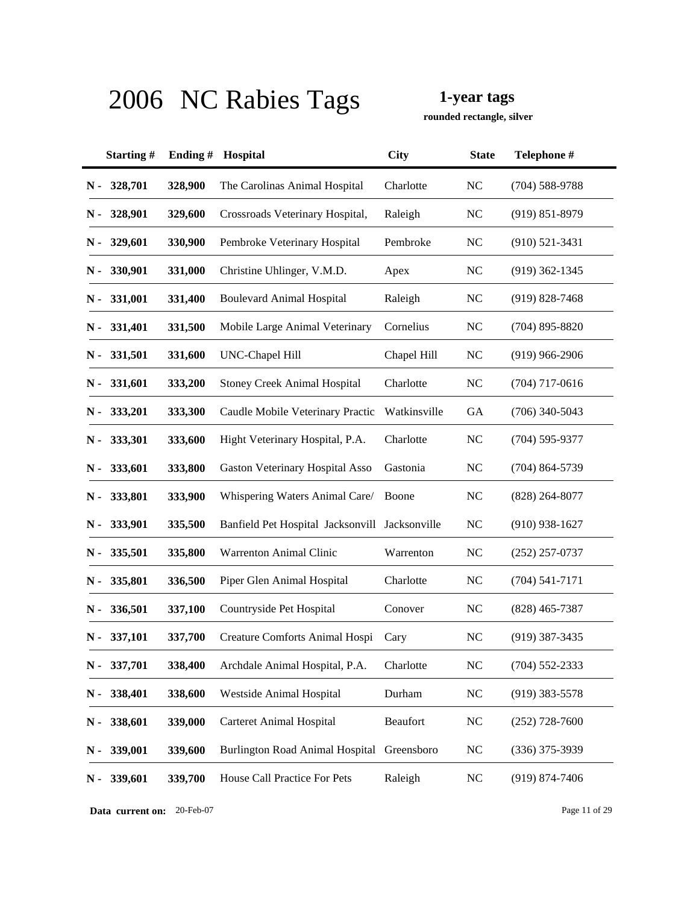# 2006 NC Rabies Tags

**1-year tags**

**rounded rectangle, silver**

| Starting # | Ending # | Hospital | City | State | Telephone # |
|---|---|---|---|---|---|
| N - 328,701 | 328,900 | The Carolinas Animal Hospital | Charlotte | NC | (704) 588-9788 |
| N - 328,901 | 329,600 | Crossroads Veterinary Hospital, | Raleigh | NC | (919) 851-8979 |
| N - 329,601 | 330,900 | Pembroke Veterinary Hospital | Pembroke | NC | (910) 521-3431 |
| N - 330,901 | 331,000 | Christine Uhlinger, V.M.D. | Apex | NC | (919) 362-1345 |
| N - 331,001 | 331,400 | Boulevard Animal Hospital | Raleigh | NC | (919) 828-7468 |
| N - 331,401 | 331,500 | Mobile Large Animal Veterinary | Cornelius | NC | (704) 895-8820 |
| N - 331,501 | 331,600 | UNC-Chapel Hill | Chapel Hill | NC | (919) 966-2906 |
| N - 331,601 | 333,200 | Stoney Creek Animal Hospital | Charlotte | NC | (704) 717-0616 |
| N - 333,201 | 333,300 | Caudle Mobile Veterinary Practic | Watkinsville | GA | (706) 340-5043 |
| N - 333,301 | 333,600 | Hight Veterinary Hospital, P.A. | Charlotte | NC | (704) 595-9377 |
| N - 333,601 | 333,800 | Gaston Veterinary Hospital Asso | Gastonia | NC | (704) 864-5739 |
| N - 333,801 | 333,900 | Whispering Waters Animal Care/ | Boone | NC | (828) 264-8077 |
| N - 333,901 | 335,500 | Banfield Pet Hospital Jacksonvill | Jacksonville | NC | (910) 938-1627 |
| N - 335,501 | 335,800 | Warrenton Animal Clinic | Warrenton | NC | (252) 257-0737 |
| N - 335,801 | 336,500 | Piper Glen Animal Hospital | Charlotte | NC | (704) 541-7171 |
| N - 336,501 | 337,100 | Countryside Pet Hospital | Conover | NC | (828) 465-7387 |
| N - 337,101 | 337,700 | Creature Comforts Animal Hospi | Cary | NC | (919) 387-3435 |
| N - 337,701 | 338,400 | Archdale Animal Hospital, P.A. | Charlotte | NC | (704) 552-2333 |
| N - 338,401 | 338,600 | Westside Animal Hospital | Durham | NC | (919) 383-5578 |
| N - 338,601 | 339,000 | Carteret Animal Hospital | Beaufort | NC | (252) 728-7600 |
| N - 339,001 | 339,600 | Burlington Road Animal Hospital | Greensboro | NC | (336) 375-3939 |
| N - 339,601 | 339,700 | House Call Practice For Pets | Raleigh | NC | (919) 874-7406 |

**Data current on:** 20-Feb-07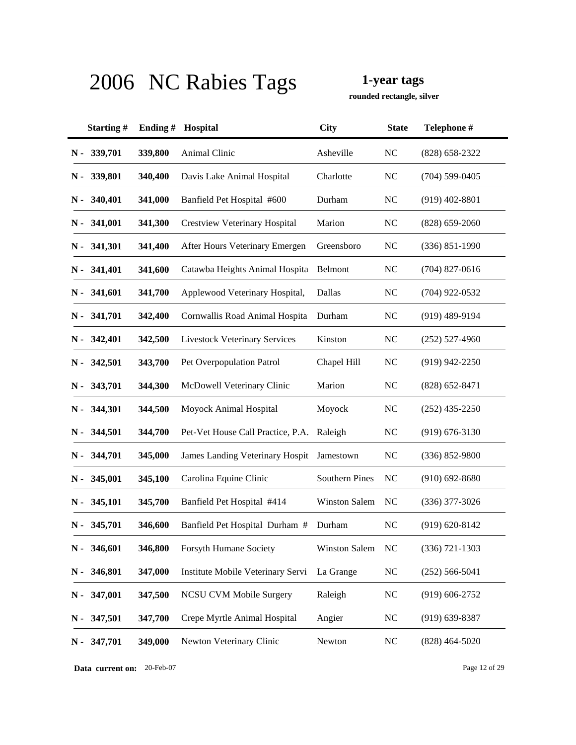# 2006 NC Rabies Tags

**1-year tags**

**rounded rectangle, silver**

| | Starting # | Ending # | Hospital | City | State | Telephone # |
|---|---|---|---|---|---|---|
| N - | 339,701 | 339,800 | Animal Clinic | Asheville | NC | (828) 658-2322 |
| N - | 339,801 | 340,400 | Davis Lake Animal Hospital | Charlotte | NC | (704) 599-0405 |
| N - | 340,401 | 341,000 | Banfield Pet Hospital #600 | Durham | NC | (919) 402-8801 |
| N - | 341,001 | 341,300 | Crestview Veterinary Hospital | Marion | NC | (828) 659-2060 |
| N - | 341,301 | 341,400 | After Hours Veterinary Emergen | Greensboro | NC | (336) 851-1990 |
| N - | 341,401 | 341,600 | Catawba Heights Animal Hospita | Belmont | NC | (704) 827-0616 |
| N - | 341,601 | 341,700 | Applewood Veterinary Hospital, | Dallas | NC | (704) 922-0532 |
| N - | 341,701 | 342,400 | Cornwallis Road Animal Hospita | Durham | NC | (919) 489-9194 |
| N - | 342,401 | 342,500 | Livestock Veterinary Services | Kinston | NC | (252) 527-4960 |
| N - | 342,501 | 343,700 | Pet Overpopulation Patrol | Chapel Hill | NC | (919) 942-2250 |
| N - | 343,701 | 344,300 | McDowell Veterinary Clinic | Marion | NC | (828) 652-8471 |
| N - | 344,301 | 344,500 | Moyock Animal Hospital | Moyock | NC | (252) 435-2250 |
| N - | 344,501 | 344,700 | Pet-Vet House Call Practice, P.A. | Raleigh | NC | (919) 676-3130 |
| N - | 344,701 | 345,000 | James Landing Veterinary Hospit | Jamestown | NC | (336) 852-9800 |
| N - | 345,001 | 345,100 | Carolina Equine Clinic | Southern Pines | NC | (910) 692-8680 |
| N - | 345,101 | 345,700 | Banfield Pet Hospital #414 | Winston Salem | NC | (336) 377-3026 |
| N - | 345,701 | 346,600 | Banfield Pet Hospital Durham # | Durham | NC | (919) 620-8142 |
| N - | 346,601 | 346,800 | Forsyth Humane Society | Winston Salem | NC | (336) 721-1303 |
| N - | 346,801 | 347,000 | Institute Mobile Veterinary Servi | La Grange | NC | (252) 566-5041 |
| N - | 347,001 | 347,500 | NCSU CVM Mobile Surgery | Raleigh | NC | (919) 606-2752 |
| N - | 347,501 | 347,700 | Crepe Myrtle Animal Hospital | Angier | NC | (919) 639-8387 |
| N - | 347,701 | 349,000 | Newton Veterinary Clinic | Newton | NC | (828) 464-5020 |

**Data current on:** 20-Feb-07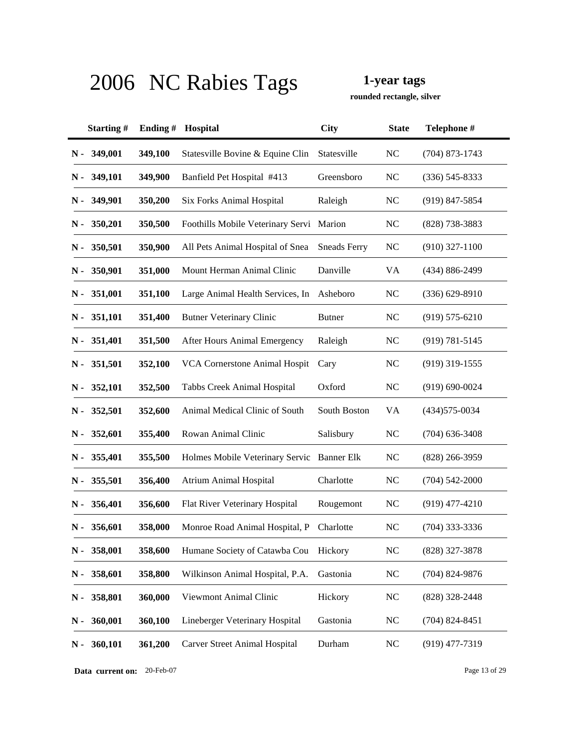# 2006 NC Rabies Tags

**1-year tags**

**rounded rectangle, silver**

| Starting # | Ending # | Hospital | City | State | Telephone # |
|---|---|---|---|---|---|
| N - 349,001 | 349,100 | Statesville Bovine & Equine Clin | Statesville | NC | (704) 873-1743 |
| N - 349,101 | 349,900 | Banfield Pet Hospital #413 | Greensboro | NC | (336) 545-8333 |
| N - 349,901 | 350,200 | Six Forks Animal Hospital | Raleigh | NC | (919) 847-5854 |
| N - 350,201 | 350,500 | Foothills Mobile Veterinary Servi | Marion | NC | (828) 738-3883 |
| N - 350,501 | 350,900 | All Pets Animal Hospital of Snea | Sneads Ferry | NC | (910) 327-1100 |
| N - 350,901 | 351,000 | Mount Herman Animal Clinic | Danville | VA | (434) 886-2499 |
| N - 351,001 | 351,100 | Large Animal Health Services, In | Asheboro | NC | (336) 629-8910 |
| N - 351,101 | 351,400 | Butner Veterinary Clinic | Butner | NC | (919) 575-6210 |
| N - 351,401 | 351,500 | After Hours Animal Emergency | Raleigh | NC | (919) 781-5145 |
| N - 351,501 | 352,100 | VCA Cornerstone Animal Hospit | Cary | NC | (919) 319-1555 |
| N - 352,101 | 352,500 | Tabbs Creek Animal Hospital | Oxford | NC | (919) 690-0024 |
| N - 352,501 | 352,600 | Animal Medical Clinic of South | South Boston | VA | (434)575-0034 |
| N - 352,601 | 355,400 | Rowan Animal Clinic | Salisbury | NC | (704) 636-3408 |
| N - 355,401 | 355,500 | Holmes Mobile Veterinary Servic | Banner Elk | NC | (828) 266-3959 |
| N - 355,501 | 356,400 | Atrium Animal Hospital | Charlotte | NC | (704) 542-2000 |
| N - 356,401 | 356,600 | Flat River Veterinary Hospital | Rougemont | NC | (919) 477-4210 |
| N - 356,601 | 358,000 | Monroe Road Animal Hospital, P | Charlotte | NC | (704) 333-3336 |
| N - 358,001 | 358,600 | Humane Society of Catawba Cou | Hickory | NC | (828) 327-3878 |
| N - 358,601 | 358,800 | Wilkinson Animal Hospital, P.A. | Gastonia | NC | (704) 824-9876 |
| N - 358,801 | 360,000 | Viewmont Animal Clinic | Hickory | NC | (828) 328-2448 |
| N - 360,001 | 360,100 | Lineberger Veterinary Hospital | Gastonia | NC | (704) 824-8451 |
| N - 360,101 | 361,200 | Carver Street Animal Hospital | Durham | NC | (919) 477-7319 |

**Data current on:** 20-Feb-07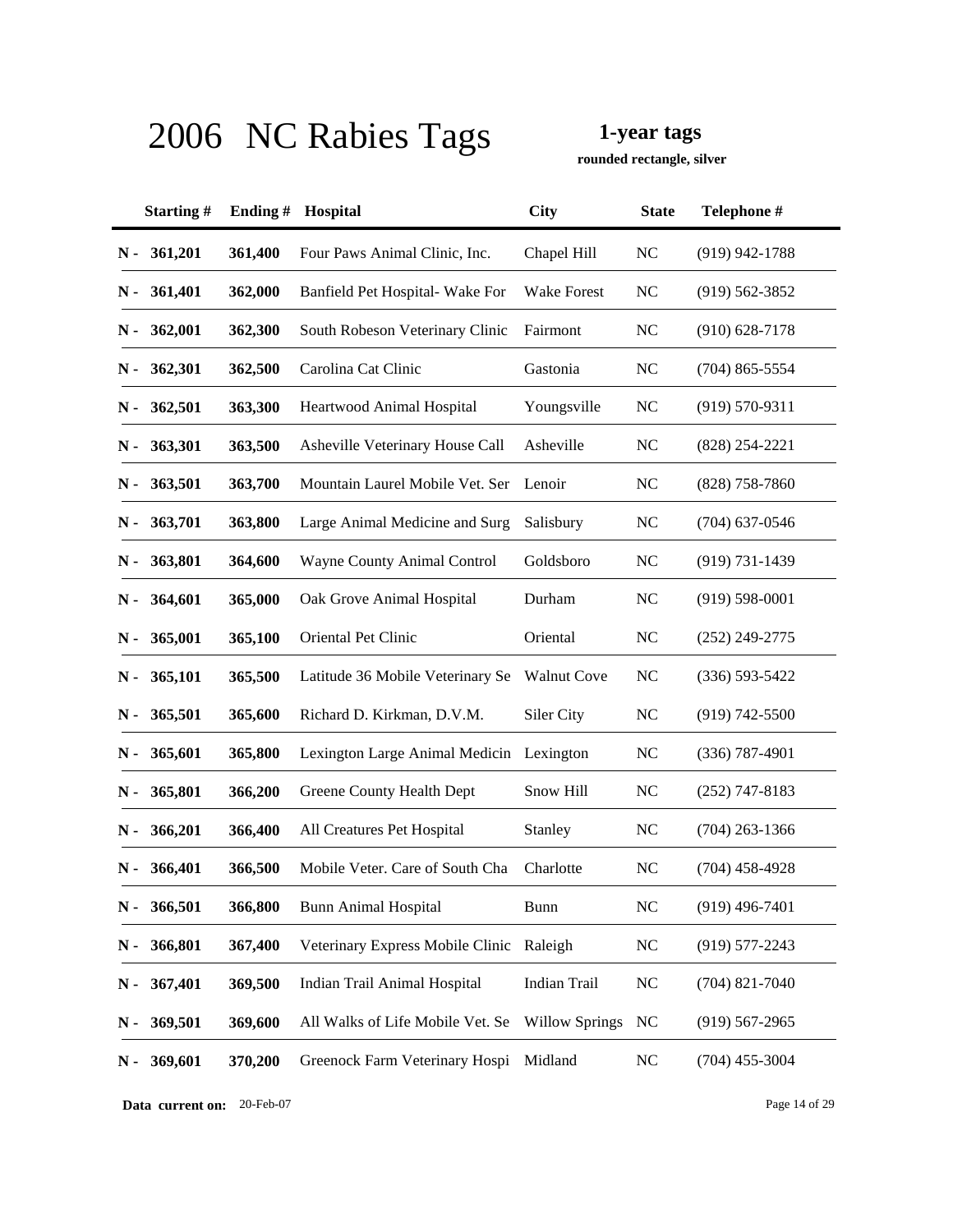# 2006 NC Rabies Tags

**1-year tags**

**rounded rectangle, silver**

| | Starting # | Ending # | Hospital | City | State | Telephone # |
|---|---|---|---|---|---|---|
| N - | 361,201 | 361,400 | Four Paws Animal Clinic, Inc. | Chapel Hill | NC | (919) 942-1788 |
| N - | 361,401 | 362,000 | Banfield Pet Hospital- Wake For | Wake Forest | NC | (919) 562-3852 |
| N - | 362,001 | 362,300 | South Robeson Veterinary Clinic | Fairmont | NC | (910) 628-7178 |
| N - | 362,301 | 362,500 | Carolina Cat Clinic | Gastonia | NC | (704) 865-5554 |
| N - | 362,501 | 363,300 | Heartwood Animal Hospital | Youngsville | NC | (919) 570-9311 |
| N - | 363,301 | 363,500 | Asheville Veterinary House Call | Asheville | NC | (828) 254-2221 |
| N - | 363,501 | 363,700 | Mountain Laurel Mobile Vet. Ser | Lenoir | NC | (828) 758-7860 |
| N - | 363,701 | 363,800 | Large Animal Medicine and Surg | Salisbury | NC | (704) 637-0546 |
| N - | 363,801 | 364,600 | Wayne County Animal Control | Goldsboro | NC | (919) 731-1439 |
| N - | 364,601 | 365,000 | Oak Grove Animal Hospital | Durham | NC | (919) 598-0001 |
| N - | 365,001 | 365,100 | Oriental Pet Clinic | Oriental | NC | (252) 249-2775 |
| N - | 365,101 | 365,500 | Latitude 36 Mobile Veterinary Se | Walnut Cove | NC | (336) 593-5422 |
| N - | 365,501 | 365,600 | Richard D. Kirkman, D.V.M. | Siler City | NC | (919) 742-5500 |
| N - | 365,601 | 365,800 | Lexington Large Animal Medicin | Lexington | NC | (336) 787-4901 |
| N - | 365,801 | 366,200 | Greene County Health Dept | Snow Hill | NC | (252) 747-8183 |
| N - | 366,201 | 366,400 | All Creatures Pet Hospital | Stanley | NC | (704) 263-1366 |
| N - | 366,401 | 366,500 | Mobile Veter. Care of South Cha | Charlotte | NC | (704) 458-4928 |
| N - | 366,501 | 366,800 | Bunn Animal Hospital | Bunn | NC | (919) 496-7401 |
| N - | 366,801 | 367,400 | Veterinary Express Mobile Clinic | Raleigh | NC | (919) 577-2243 |
| N - | 367,401 | 369,500 | Indian Trail Animal Hospital | Indian Trail | NC | (704) 821-7040 |
| N - | 369,501 | 369,600 | All Walks of Life Mobile Vet. Se | Willow Springs | NC | (919) 567-2965 |
| N - | 369,601 | 370,200 | Greenock Farm Veterinary Hospi | Midland | NC | (704) 455-3004 |

**Data current on:** 20-Feb-07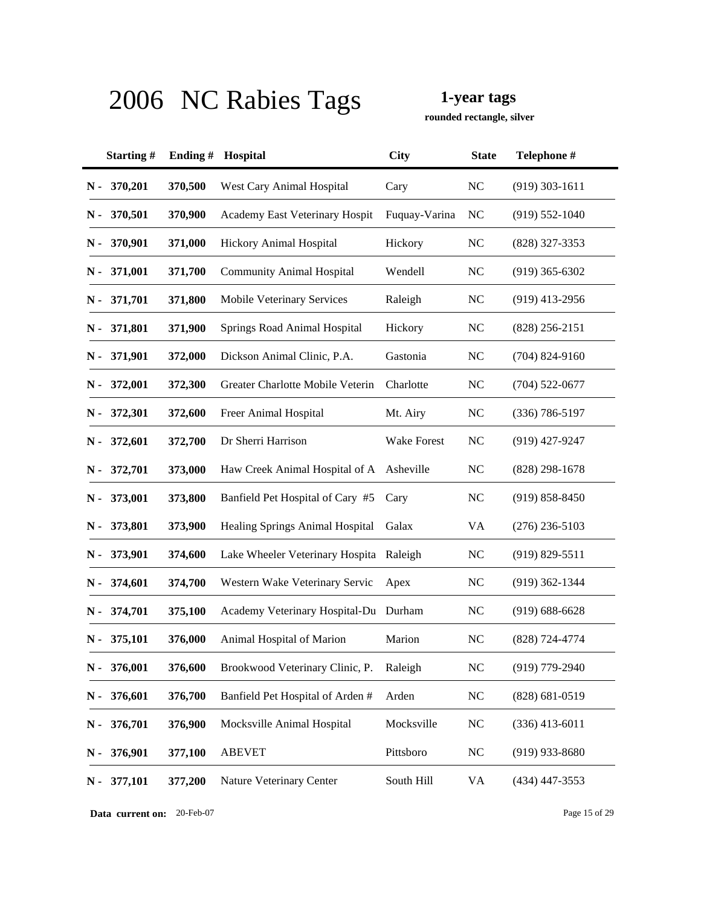# 2006 NC Rabies Tags

**1-year tags**

**rounded rectangle, silver**

| Starting # | Ending # | Hospital | City | State | Telephone # |
|---|---|---|---|---|---|
| N - 370,201 | 370,500 | West Cary Animal Hospital | Cary | NC | (919) 303-1611 |
| N - 370,501 | 370,900 | Academy East Veterinary Hospit | Fuquay-Varina | NC | (919) 552-1040 |
| N - 370,901 | 371,000 | Hickory Animal Hospital | Hickory | NC | (828) 327-3353 |
| N - 371,001 | 371,700 | Community Animal Hospital | Wendell | NC | (919) 365-6302 |
| N - 371,701 | 371,800 | Mobile Veterinary Services | Raleigh | NC | (919) 413-2956 |
| N - 371,801 | 371,900 | Springs Road Animal Hospital | Hickory | NC | (828) 256-2151 |
| N - 371,901 | 372,000 | Dickson Animal Clinic, P.A. | Gastonia | NC | (704) 824-9160 |
| N - 372,001 | 372,300 | Greater Charlotte Mobile Veterin | Charlotte | NC | (704) 522-0677 |
| N - 372,301 | 372,600 | Freer Animal Hospital | Mt. Airy | NC | (336) 786-5197 |
| N - 372,601 | 372,700 | Dr Sherri Harrison | Wake Forest | NC | (919) 427-9247 |
| N - 372,701 | 373,000 | Haw Creek Animal Hospital of A | Asheville | NC | (828) 298-1678 |
| N - 373,001 | 373,800 | Banfield Pet Hospital of Cary #5 | Cary | NC | (919) 858-8450 |
| N - 373,801 | 373,900 | Healing Springs Animal Hospital | Galax | VA | (276) 236-5103 |
| N - 373,901 | 374,600 | Lake Wheeler Veterinary Hospita | Raleigh | NC | (919) 829-5511 |
| N - 374,601 | 374,700 | Western Wake Veterinary Servic | Apex | NC | (919) 362-1344 |
| N - 374,701 | 375,100 | Academy Veterinary Hospital-Du | Durham | NC | (919) 688-6628 |
| N - 375,101 | 376,000 | Animal Hospital of Marion | Marion | NC | (828) 724-4774 |
| N - 376,001 | 376,600 | Brookwood Veterinary Clinic, P. | Raleigh | NC | (919) 779-2940 |
| N - 376,601 | 376,700 | Banfield Pet Hospital of Arden # | Arden | NC | (828) 681-0519 |
| N - 376,701 | 376,900 | Mocksville Animal Hospital | Mocksville | NC | (336) 413-6011 |
| N - 376,901 | 377,100 | ABEVET | Pittsboro | NC | (919) 933-8680 |
| N - 377,101 | 377,200 | Nature Veterinary Center | South Hill | VA | (434) 447-3553 |

**Data current on:** 20-Feb-07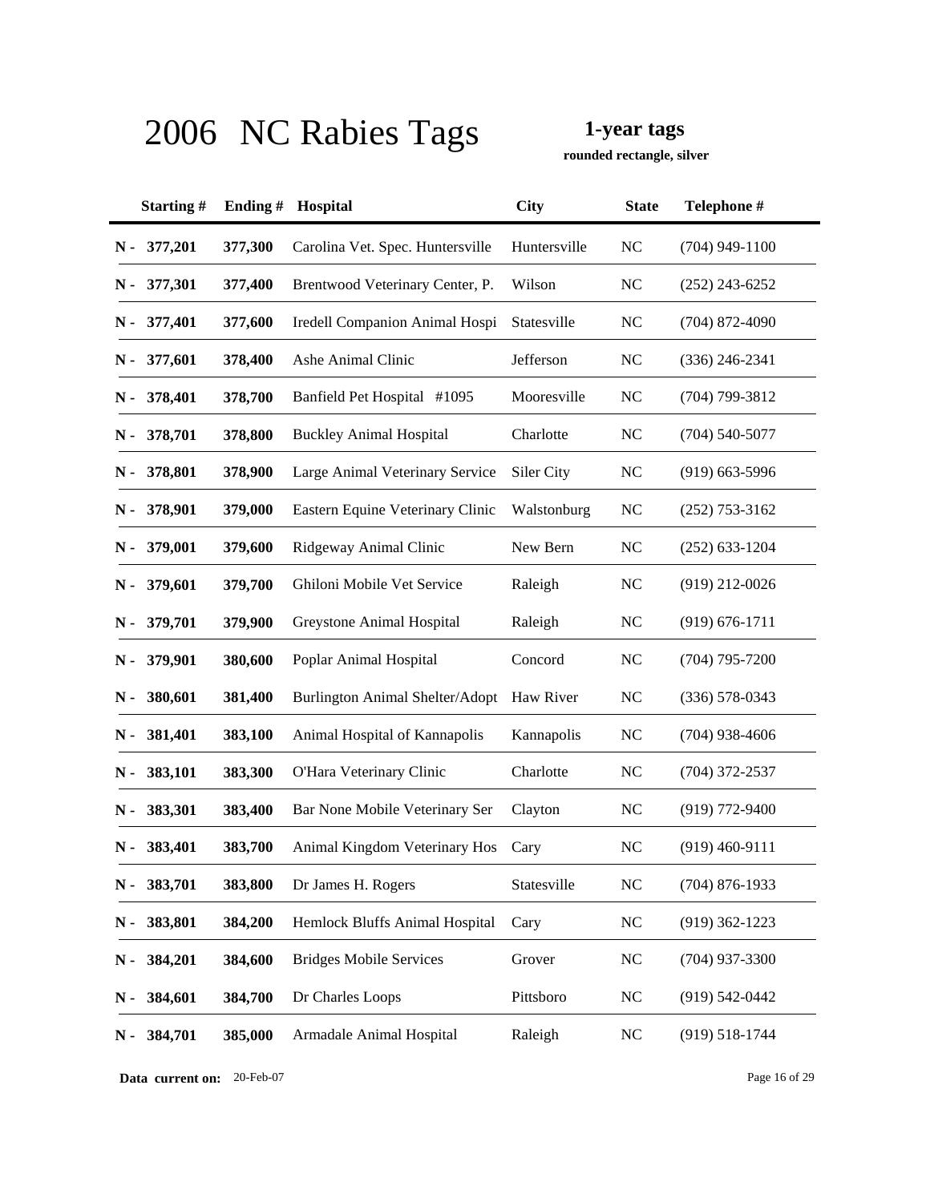# 2006 NC Rabies Tags

**1-year tags**

**rounded rectangle, silver**

| Starting # | Ending # | Hospital | City | State | Telephone # |
|---|---|---|---|---|---|
| N - 377,201 | 377,300 | Carolina Vet. Spec. Huntersville | Huntersville | NC | (704) 949-1100 |
| N - 377,301 | 377,400 | Brentwood Veterinary Center, P. | Wilson | NC | (252) 243-6252 |
| N - 377,401 | 377,600 | Iredell Companion Animal Hospi | Statesville | NC | (704) 872-4090 |
| N - 377,601 | 378,400 | Ashe Animal Clinic | Jefferson | NC | (336) 246-2341 |
| N - 378,401 | 378,700 | Banfield Pet Hospital #1095 | Mooresville | NC | (704) 799-3812 |
| N - 378,701 | 378,800 | Buckley Animal Hospital | Charlotte | NC | (704) 540-5077 |
| N - 378,801 | 378,900 | Large Animal Veterinary Service | Siler City | NC | (919) 663-5996 |
| N - 378,901 | 379,000 | Eastern Equine Veterinary Clinic | Walstonburg | NC | (252) 753-3162 |
| N - 379,001 | 379,600 | Ridgeway Animal Clinic | New Bern | NC | (252) 633-1204 |
| N - 379,601 | 379,700 | Ghiloni Mobile Vet Service | Raleigh | NC | (919) 212-0026 |
| N - 379,701 | 379,900 | Greystone Animal Hospital | Raleigh | NC | (919) 676-1711 |
| N - 379,901 | 380,600 | Poplar Animal Hospital | Concord | NC | (704) 795-7200 |
| N - 380,601 | 381,400 | Burlington Animal Shelter/Adopt | Haw River | NC | (336) 578-0343 |
| N - 381,401 | 383,100 | Animal Hospital of Kannapolis | Kannapolis | NC | (704) 938-4606 |
| N - 383,101 | 383,300 | O'Hara Veterinary Clinic | Charlotte | NC | (704) 372-2537 |
| N - 383,301 | 383,400 | Bar None Mobile Veterinary Ser | Clayton | NC | (919) 772-9400 |
| N - 383,401 | 383,700 | Animal Kingdom Veterinary Hos | Cary | NC | (919) 460-9111 |
| N - 383,701 | 383,800 | Dr James H. Rogers | Statesville | NC | (704) 876-1933 |
| N - 383,801 | 384,200 | Hemlock Bluffs Animal Hospital | Cary | NC | (919) 362-1223 |
| N - 384,201 | 384,600 | Bridges Mobile Services | Grover | NC | (704) 937-3300 |
| N - 384,601 | 384,700 | Dr Charles Loops | Pittsboro | NC | (919) 542-0442 |
| N - 384,701 | 385,000 | Armadale Animal Hospital | Raleigh | NC | (919) 518-1744 |

**Data current on:** 20-Feb-07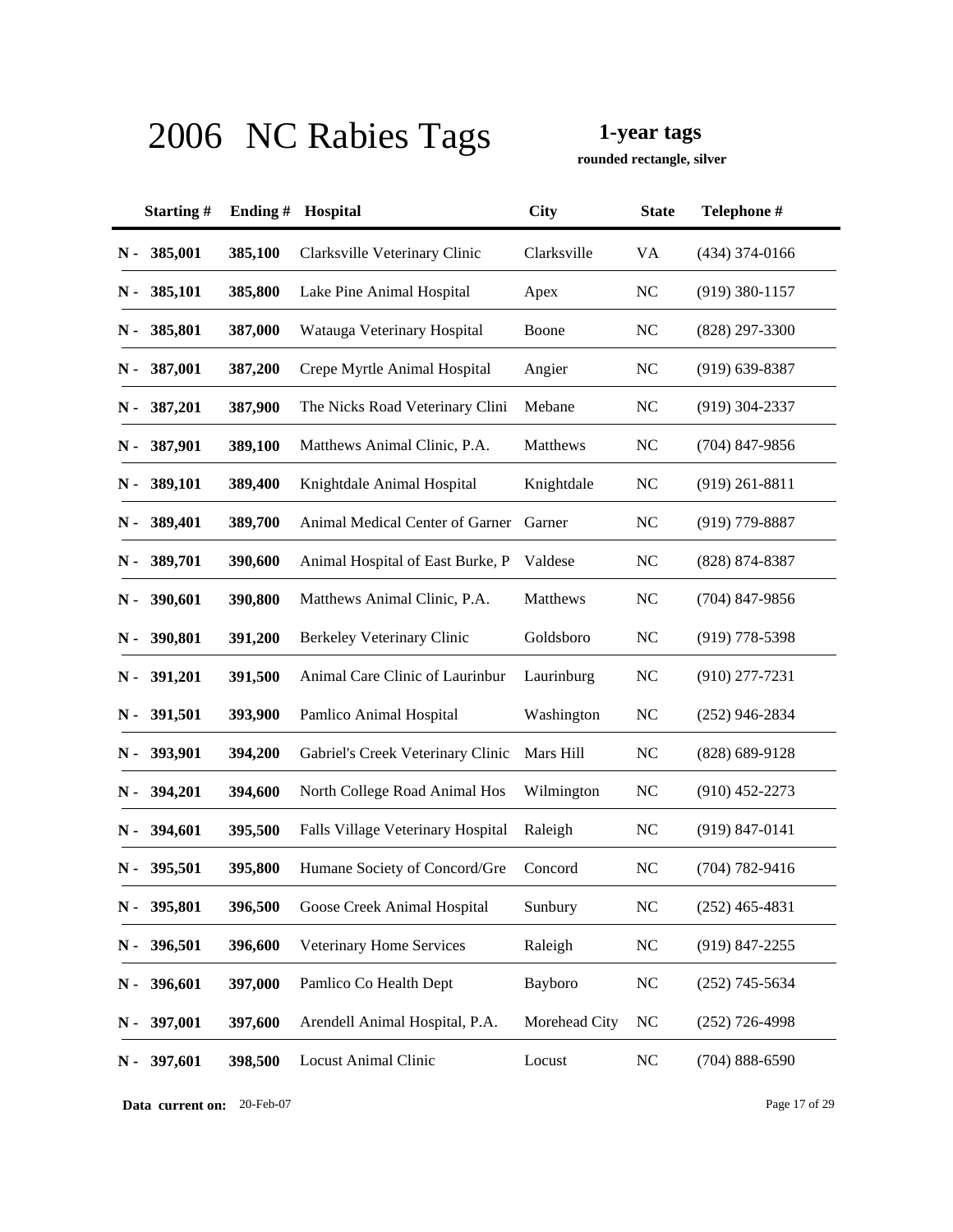# 2006 NC Rabies Tags

**1-year tags**

**rounded rectangle, silver**

| | Starting # | Ending # | Hospital | City | State | Telephone # |
|---|---|---|---|---|---|---|
| N - | 385,001 | 385,100 | Clarksville Veterinary Clinic | Clarksville | VA | (434) 374-0166 |
| N - | 385,101 | 385,800 | Lake Pine Animal Hospital | Apex | NC | (919) 380-1157 |
| N - | 385,801 | 387,000 | Watauga Veterinary Hospital | Boone | NC | (828) 297-3300 |
| N - | 387,001 | 387,200 | Crepe Myrtle Animal Hospital | Angier | NC | (919) 639-8387 |
| N - | 387,201 | 387,900 | The Nicks Road Veterinary Clini | Mebane | NC | (919) 304-2337 |
| N - | 387,901 | 389,100 | Matthews Animal Clinic, P.A. | Matthews | NC | (704) 847-9856 |
| N - | 389,101 | 389,400 | Knightdale Animal Hospital | Knightdale | NC | (919) 261-8811 |
| N - | 389,401 | 389,700 | Animal Medical Center of Garner | Garner | NC | (919) 779-8887 |
| N - | 389,701 | 390,600 | Animal Hospital of East Burke, P | Valdese | NC | (828) 874-8387 |
| N - | 390,601 | 390,800 | Matthews Animal Clinic, P.A. | Matthews | NC | (704) 847-9856 |
| N - | 390,801 | 391,200 | Berkeley Veterinary Clinic | Goldsboro | NC | (919) 778-5398 |
| N - | 391,201 | 391,500 | Animal Care Clinic of Laurinbur | Laurinburg | NC | (910) 277-7231 |
| N - | 391,501 | 393,900 | Pamlico Animal Hospital | Washington | NC | (252) 946-2834 |
| N - | 393,901 | 394,200 | Gabriel's Creek Veterinary Clinic | Mars Hill | NC | (828) 689-9128 |
| N - | 394,201 | 394,600 | North College Road Animal Hos | Wilmington | NC | (910) 452-2273 |
| N - | 394,601 | 395,500 | Falls Village Veterinary Hospital | Raleigh | NC | (919) 847-0141 |
| N - | 395,501 | 395,800 | Humane Society of Concord/Gre | Concord | NC | (704) 782-9416 |
| N - | 395,801 | 396,500 | Goose Creek Animal Hospital | Sunbury | NC | (252) 465-4831 |
| N - | 396,501 | 396,600 | Veterinary Home Services | Raleigh | NC | (919) 847-2255 |
| N - | 396,601 | 397,000 | Pamlico Co Health Dept | Bayboro | NC | (252) 745-5634 |
| N - | 397,001 | 397,600 | Arendell Animal Hospital, P.A. | Morehead City | NC | (252) 726-4998 |
| N - | 397,601 | 398,500 | Locust Animal Clinic | Locust | NC | (704) 888-6590 |

**Data current on:** 20-Feb-07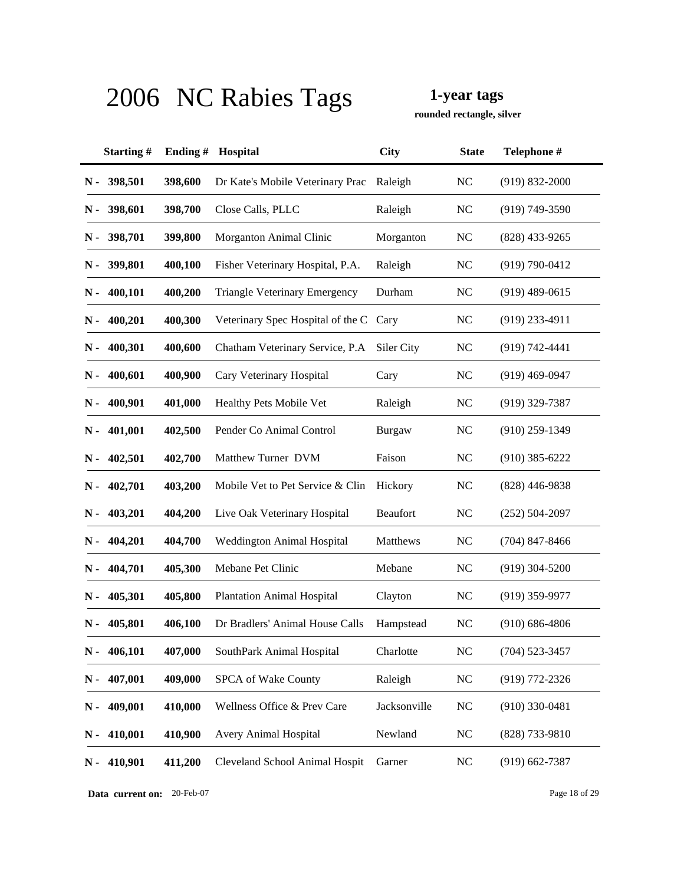# 2006 NC Rabies Tags

**1-year tags**

**rounded rectangle, silver**

| Starting # | Ending # | Hospital | City | State | Telephone # |
|---|---|---|---|---|---|
| N - 398,501 | 398,600 | Dr Kate's Mobile Veterinary Prac | Raleigh | NC | (919) 832-2000 |
| N - 398,601 | 398,700 | Close Calls, PLLC | Raleigh | NC | (919) 749-3590 |
| N - 398,701 | 399,800 | Morganton Animal Clinic | Morganton | NC | (828) 433-9265 |
| N - 399,801 | 400,100 | Fisher Veterinary Hospital, P.A. | Raleigh | NC | (919) 790-0412 |
| N - 400,101 | 400,200 | Triangle Veterinary Emergency | Durham | NC | (919) 489-0615 |
| N - 400,201 | 400,300 | Veterinary Spec Hospital of the C | Cary | NC | (919) 233-4911 |
| N - 400,301 | 400,600 | Chatham Veterinary Service, P.A | Siler City | NC | (919) 742-4441 |
| N - 400,601 | 400,900 | Cary Veterinary Hospital | Cary | NC | (919) 469-0947 |
| N - 400,901 | 401,000 | Healthy Pets Mobile Vet | Raleigh | NC | (919) 329-7387 |
| N - 401,001 | 402,500 | Pender Co Animal Control | Burgaw | NC | (910) 259-1349 |
| N - 402,501 | 402,700 | Matthew Turner DVM | Faison | NC | (910) 385-6222 |
| N - 402,701 | 403,200 | Mobile Vet to Pet Service & Clin | Hickory | NC | (828) 446-9838 |
| N - 403,201 | 404,200 | Live Oak Veterinary Hospital | Beaufort | NC | (252) 504-2097 |
| N - 404,201 | 404,700 | Weddington Animal Hospital | Matthews | NC | (704) 847-8466 |
| N - 404,701 | 405,300 | Mebane Pet Clinic | Mebane | NC | (919) 304-5200 |
| N - 405,301 | 405,800 | Plantation Animal Hospital | Clayton | NC | (919) 359-9977 |
| N - 405,801 | 406,100 | Dr Bradlers' Animal House Calls | Hampstead | NC | (910) 686-4806 |
| N - 406,101 | 407,000 | SouthPark Animal Hospital | Charlotte | NC | (704) 523-3457 |
| N - 407,001 | 409,000 | SPCA of Wake County | Raleigh | NC | (919) 772-2326 |
| N - 409,001 | 410,000 | Wellness Office & Prev Care | Jacksonville | NC | (910) 330-0481 |
| N - 410,001 | 410,900 | Avery Animal Hospital | Newland | NC | (828) 733-9810 |
| N - 410,901 | 411,200 | Cleveland School Animal Hospit | Garner | NC | (919) 662-7387 |

**Data current on:** 20-Feb-07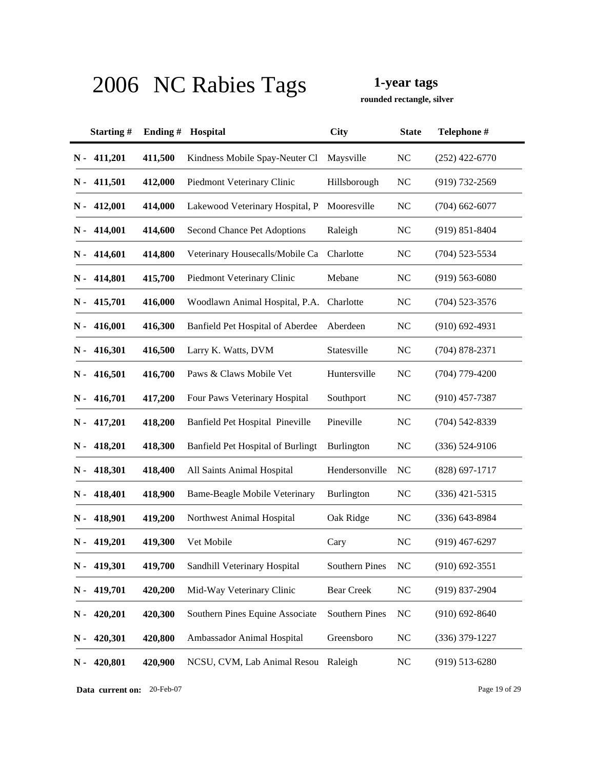# 2006 NC Rabies Tags

**1-year tags**

**rounded rectangle, silver**

| Starting # | Ending # | Hospital | City | State | Telephone # |
|---|---|---|---|---|---|
| **N - 411,201** | **411,500** | Kindness Mobile Spay-Neuter Cl | Maysville | NC | (252) 422-6770 |
| **N - 411,501** | **412,000** | Piedmont Veterinary Clinic | Hillsborough | NC | (919) 732-2569 |
| **N - 412,001** | **414,000** | Lakewood Veterinary Hospital, P | Mooresville | NC | (704) 662-6077 |
| **N - 414,001** | **414,600** | Second Chance Pet Adoptions | Raleigh | NC | (919) 851-8404 |
| **N - 414,601** | **414,800** | Veterinary Housecalls/Mobile Ca | Charlotte | NC | (704) 523-5534 |
| **N - 414,801** | **415,700** | Piedmont Veterinary Clinic | Mebane | NC | (919) 563-6080 |
| **N - 415,701** | **416,000** | Woodlawn Animal Hospital, P.A. | Charlotte | NC | (704) 523-3576 |
| **N - 416,001** | **416,300** | Banfield Pet Hospital of Aberdee | Aberdeen | NC | (910) 692-4931 |
| **N - 416,301** | **416,500** | Larry K. Watts, DVM | Statesville | NC | (704) 878-2371 |
| **N - 416,501** | **416,700** | Paws & Claws Mobile Vet | Huntersville | NC | (704) 779-4200 |
| **N - 416,701** | **417,200** | Four Paws Veterinary Hospital | Southport | NC | (910) 457-7387 |
| **N - 417,201** | **418,200** | Banfield Pet Hospital Pineville | Pineville | NC | (704) 542-8339 |
| **N - 418,201** | **418,300** | Banfield Pet Hospital of Burlingt | Burlington | NC | (336) 524-9106 |
| **N - 418,301** | **418,400** | All Saints Animal Hospital | Hendersonville | NC | (828) 697-1717 |
| **N - 418,401** | **418,900** | Bame-Beagle Mobile Veterinary | Burlington | NC | (336) 421-5315 |
| **N - 418,901** | **419,200** | Northwest Animal Hospital | Oak Ridge | NC | (336) 643-8984 |
| **N - 419,201** | **419,300** | Vet Mobile | Cary | NC | (919) 467-6297 |
| **N - 419,301** | **419,700** | Sandhill Veterinary Hospital | Southern Pines | NC | (910) 692-3551 |
| **N - 419,701** | **420,200** | Mid-Way Veterinary Clinic | Bear Creek | NC | (919) 837-2904 |
| **N - 420,201** | **420,300** | Southern Pines Equine Associate | Southern Pines | NC | (910) 692-8640 |
| **N - 420,301** | **420,800** | Ambassador Animal Hospital | Greensboro | NC | (336) 379-1227 |
| **N - 420,801** | **420,900** | NCSU, CVM, Lab Animal Resou | Raleigh | NC | (919) 513-6280 |

**Data current on:** 20-Feb-07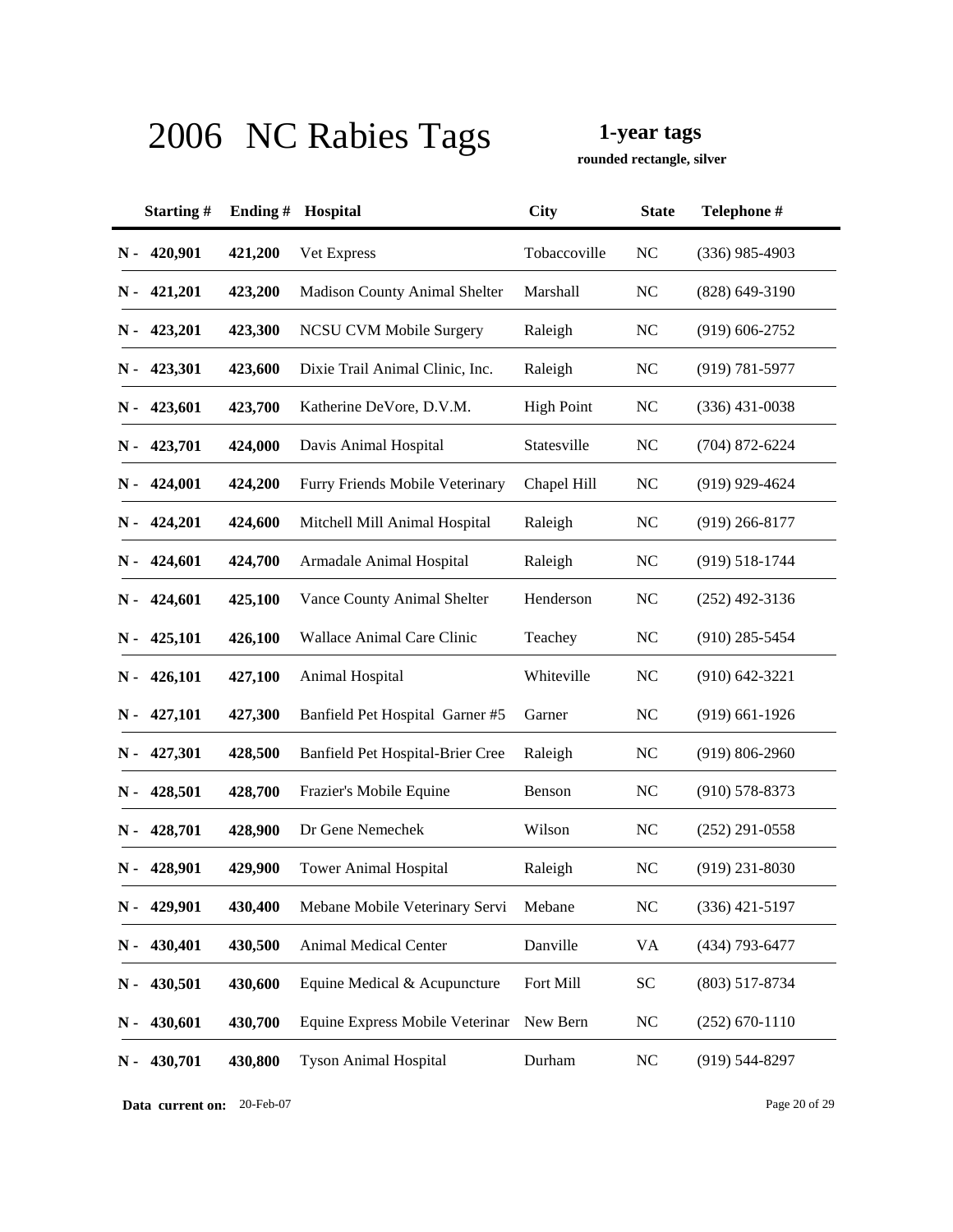# 2006 NC Rabies Tags

**1-year tags**

**rounded rectangle, silver**

| Starting # | Ending # | Hospital | City | State | Telephone # |
|---|---|---|---|---|---|
| N - 420,901 | 421,200 | Vet Express | Tobaccoville | NC | (336) 985-4903 |
| N - 421,201 | 423,200 | Madison County Animal Shelter | Marshall | NC | (828) 649-3190 |
| N - 423,201 | 423,300 | NCSU CVM Mobile Surgery | Raleigh | NC | (919) 606-2752 |
| N - 423,301 | 423,600 | Dixie Trail Animal Clinic, Inc. | Raleigh | NC | (919) 781-5977 |
| N - 423,601 | 423,700 | Katherine DeVore, D.V.M. | High Point | NC | (336) 431-0038 |
| N - 423,701 | 424,000 | Davis Animal Hospital | Statesville | NC | (704) 872-6224 |
| N - 424,001 | 424,200 | Furry Friends Mobile Veterinary | Chapel Hill | NC | (919) 929-4624 |
| N - 424,201 | 424,600 | Mitchell Mill Animal Hospital | Raleigh | NC | (919) 266-8177 |
| N - 424,601 | 424,700 | Armadale Animal Hospital | Raleigh | NC | (919) 518-1744 |
| N - 424,601 | 425,100 | Vance County Animal Shelter | Henderson | NC | (252) 492-3136 |
| N - 425,101 | 426,100 | Wallace Animal Care Clinic | Teachey | NC | (910) 285-5454 |
| N - 426,101 | 427,100 | Animal Hospital | Whiteville | NC | (910) 642-3221 |
| N - 427,101 | 427,300 | Banfield Pet Hospital Garner #5 | Garner | NC | (919) 661-1926 |
| N - 427,301 | 428,500 | Banfield Pet Hospital-Brier Cree | Raleigh | NC | (919) 806-2960 |
| N - 428,501 | 428,700 | Frazier's Mobile Equine | Benson | NC | (910) 578-8373 |
| N - 428,701 | 428,900 | Dr Gene Nemechek | Wilson | NC | (252) 291-0558 |
| N - 428,901 | 429,900 | Tower Animal Hospital | Raleigh | NC | (919) 231-8030 |
| N - 429,901 | 430,400 | Mebane Mobile Veterinary Servi | Mebane | NC | (336) 421-5197 |
| N - 430,401 | 430,500 | Animal Medical Center | Danville | VA | (434) 793-6477 |
| N - 430,501 | 430,600 | Equine Medical & Acupuncture | Fort Mill | SC | (803) 517-8734 |
| N - 430,601 | 430,700 | Equine Express Mobile Veterinar | New Bern | NC | (252) 670-1110 |
| N - 430,701 | 430,800 | Tyson Animal Hospital | Durham | NC | (919) 544-8297 |

**Data current on:** 20-Feb-07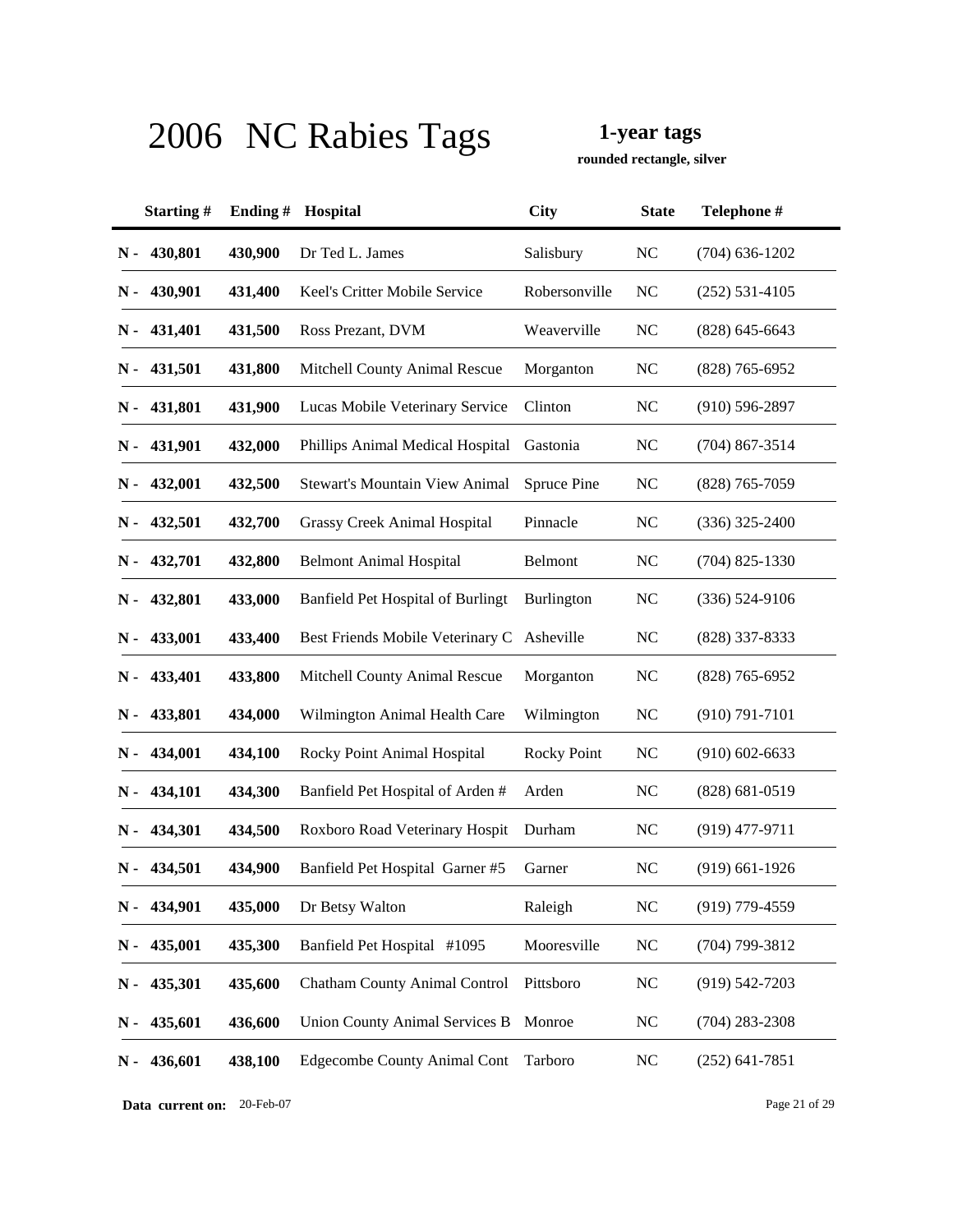# 2006 NC Rabies Tags

**1-year tags**

**rounded rectangle, silver**

| Starting # | Ending # | Hospital | City | State | Telephone # |
|---|---|---|---|---|---|
| N - 430,801 | 430,900 | Dr Ted L. James | Salisbury | NC | (704) 636-1202 |
| N - 430,901 | 431,400 | Keel's Critter Mobile Service | Robersonville | NC | (252) 531-4105 |
| N - 431,401 | 431,500 | Ross Prezant, DVM | Weaverville | NC | (828) 645-6643 |
| N - 431,501 | 431,800 | Mitchell County Animal Rescue | Morganton | NC | (828) 765-6952 |
| N - 431,801 | 431,900 | Lucas Mobile Veterinary Service | Clinton | NC | (910) 596-2897 |
| N - 431,901 | 432,000 | Phillips Animal Medical Hospital | Gastonia | NC | (704) 867-3514 |
| N - 432,001 | 432,500 | Stewart's Mountain View Animal | Spruce Pine | NC | (828) 765-7059 |
| N - 432,501 | 432,700 | Grassy Creek Animal Hospital | Pinnacle | NC | (336) 325-2400 |
| N - 432,701 | 432,800 | Belmont Animal Hospital | Belmont | NC | (704) 825-1330 |
| N - 432,801 | 433,000 | Banfield Pet Hospital of Burlingt | Burlington | NC | (336) 524-9106 |
| N - 433,001 | 433,400 | Best Friends Mobile Veterinary C | Asheville | NC | (828) 337-8333 |
| N - 433,401 | 433,800 | Mitchell County Animal Rescue | Morganton | NC | (828) 765-6952 |
| N - 433,801 | 434,000 | Wilmington Animal Health Care | Wilmington | NC | (910) 791-7101 |
| N - 434,001 | 434,100 | Rocky Point Animal Hospital | Rocky Point | NC | (910) 602-6633 |
| N - 434,101 | 434,300 | Banfield Pet Hospital of Arden # | Arden | NC | (828) 681-0519 |
| N - 434,301 | 434,500 | Roxboro Road Veterinary Hospit | Durham | NC | (919) 477-9711 |
| N - 434,501 | 434,900 | Banfield Pet Hospital Garner #5 | Garner | NC | (919) 661-1926 |
| N - 434,901 | 435,000 | Dr Betsy Walton | Raleigh | NC | (919) 779-4559 |
| N - 435,001 | 435,300 | Banfield Pet Hospital #1095 | Mooresville | NC | (704) 799-3812 |
| N - 435,301 | 435,600 | Chatham County Animal Control | Pittsboro | NC | (919) 542-7203 |
| N - 435,601 | 436,600 | Union County Animal Services B | Monroe | NC | (704) 283-2308 |
| N - 436,601 | 438,100 | Edgecombe County Animal Cont | Tarboro | NC | (252) 641-7851 |

**Data current on:** 20-Feb-07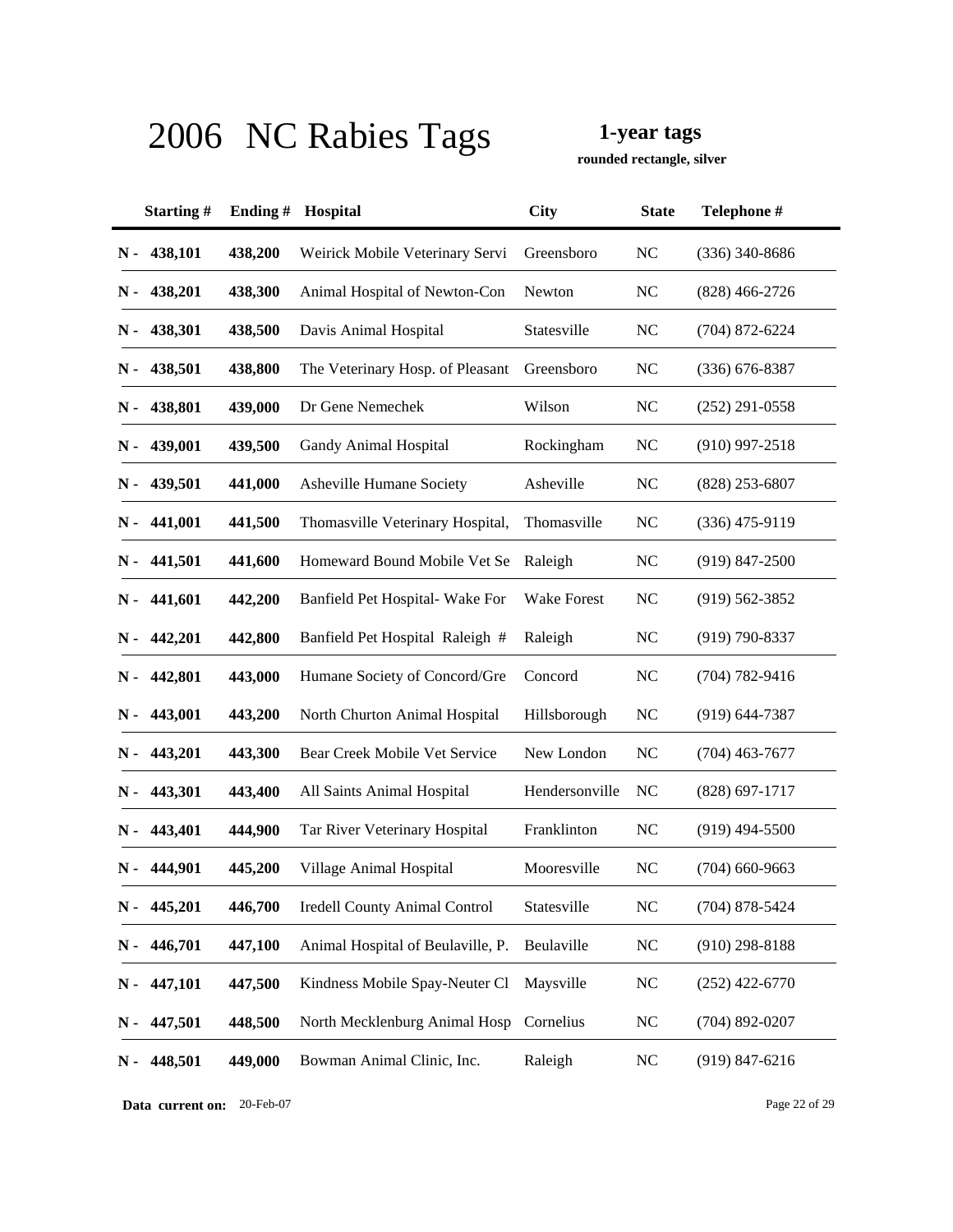# 2006 NC Rabies Tags

**1-year tags**

**rounded rectangle, silver**

| Starting # | Ending # | Hospital | City | State | Telephone # |
|---|---|---|---|---|---|
| N - 438,101 | 438,200 | Weirick Mobile Veterinary Servi | Greensboro | NC | (336) 340-8686 |
| N - 438,201 | 438,300 | Animal Hospital of Newton-Con | Newton | NC | (828) 466-2726 |
| N - 438,301 | 438,500 | Davis Animal Hospital | Statesville | NC | (704) 872-6224 |
| N - 438,501 | 438,800 | The Veterinary Hosp. of Pleasant | Greensboro | NC | (336) 676-8387 |
| N - 438,801 | 439,000 | Dr Gene Nemechek | Wilson | NC | (252) 291-0558 |
| N - 439,001 | 439,500 | Gandy Animal Hospital | Rockingham | NC | (910) 997-2518 |
| N - 439,501 | 441,000 | Asheville Humane Society | Asheville | NC | (828) 253-6807 |
| N - 441,001 | 441,500 | Thomasville Veterinary Hospital, | Thomasville | NC | (336) 475-9119 |
| N - 441,501 | 441,600 | Homeward Bound Mobile Vet Se | Raleigh | NC | (919) 847-2500 |
| N - 441,601 | 442,200 | Banfield Pet Hospital- Wake For | Wake Forest | NC | (919) 562-3852 |
| N - 442,201 | 442,800 | Banfield Pet Hospital Raleigh # | Raleigh | NC | (919) 790-8337 |
| N - 442,801 | 443,000 | Humane Society of Concord/Gre | Concord | NC | (704) 782-9416 |
| N - 443,001 | 443,200 | North Churton Animal Hospital | Hillsborough | NC | (919) 644-7387 |
| N - 443,201 | 443,300 | Bear Creek Mobile Vet Service | New London | NC | (704) 463-7677 |
| N - 443,301 | 443,400 | All Saints Animal Hospital | Hendersonville | NC | (828) 697-1717 |
| N - 443,401 | 444,900 | Tar River Veterinary Hospital | Franklinton | NC | (919) 494-5500 |
| N - 444,901 | 445,200 | Village Animal Hospital | Mooresville | NC | (704) 660-9663 |
| N - 445,201 | 446,700 | Iredell County Animal Control | Statesville | NC | (704) 878-5424 |
| N - 446,701 | 447,100 | Animal Hospital of Beulaville, P. | Beulaville | NC | (910) 298-8188 |
| N - 447,101 | 447,500 | Kindness Mobile Spay-Neuter Cl | Maysville | NC | (252) 422-6770 |
| N - 447,501 | 448,500 | North Mecklenburg Animal Hosp | Cornelius | NC | (704) 892-0207 |
| N - 448,501 | 449,000 | Bowman Animal Clinic, Inc. | Raleigh | NC | (919) 847-6216 |

**Data current on:** 20-Feb-07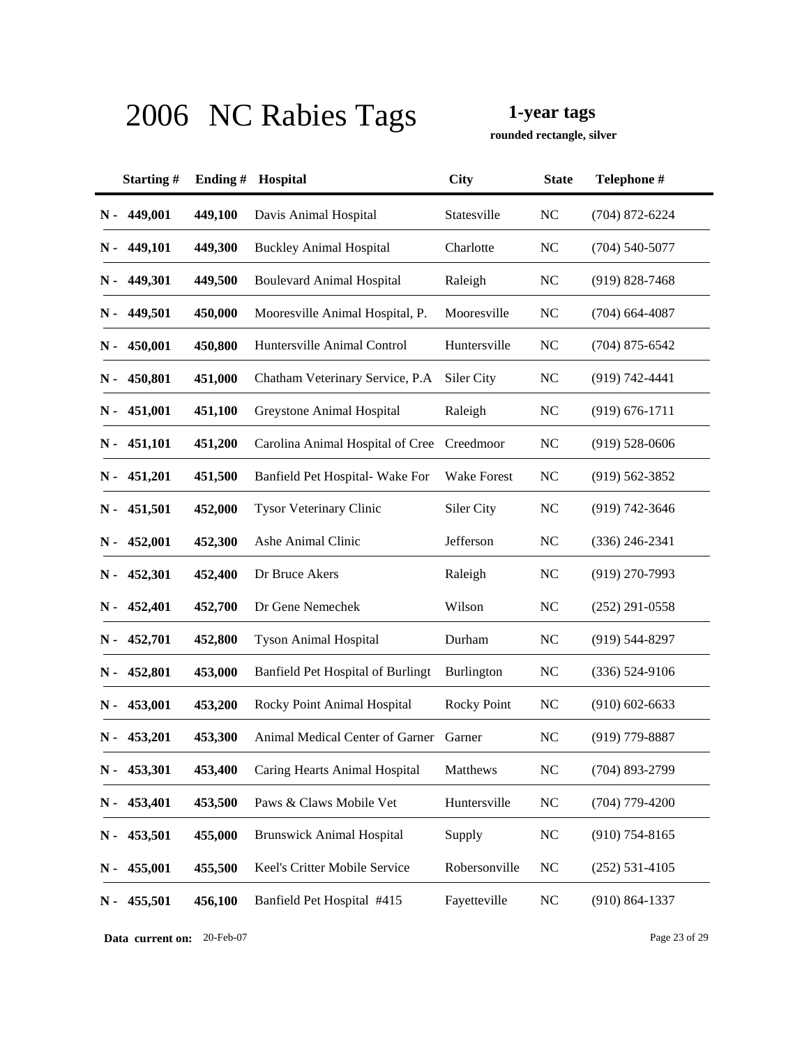# 2006 NC Rabies Tags

**1-year tags**

**rounded rectangle, silver**

| Starting # | Ending # | Hospital | City | State | Telephone # |
|---|---|---|---|---|---|
| N - 449,001 | 449,100 | Davis Animal Hospital | Statesville | NC | (704) 872-6224 |
| N - 449,101 | 449,300 | Buckley Animal Hospital | Charlotte | NC | (704) 540-5077 |
| N - 449,301 | 449,500 | Boulevard Animal Hospital | Raleigh | NC | (919) 828-7468 |
| N - 449,501 | 450,000 | Mooresville Animal Hospital, P. | Mooresville | NC | (704) 664-4087 |
| N - 450,001 | 450,800 | Huntersville Animal Control | Huntersville | NC | (704) 875-6542 |
| N - 450,801 | 451,000 | Chatham Veterinary Service, P.A | Siler City | NC | (919) 742-4441 |
| N - 451,001 | 451,100 | Greystone Animal Hospital | Raleigh | NC | (919) 676-1711 |
| N - 451,101 | 451,200 | Carolina Animal Hospital of Cree | Creedmoor | NC | (919) 528-0606 |
| N - 451,201 | 451,500 | Banfield Pet Hospital- Wake For | Wake Forest | NC | (919) 562-3852 |
| N - 451,501 | 452,000 | Tysor Veterinary Clinic | Siler City | NC | (919) 742-3646 |
| N - 452,001 | 452,300 | Ashe Animal Clinic | Jefferson | NC | (336) 246-2341 |
| N - 452,301 | 452,400 | Dr Bruce Akers | Raleigh | NC | (919) 270-7993 |
| N - 452,401 | 452,700 | Dr Gene Nemechek | Wilson | NC | (252) 291-0558 |
| N - 452,701 | 452,800 | Tyson Animal Hospital | Durham | NC | (919) 544-8297 |
| N - 452,801 | 453,000 | Banfield Pet Hospital of Burlingt | Burlington | NC | (336) 524-9106 |
| N - 453,001 | 453,200 | Rocky Point Animal Hospital | Rocky Point | NC | (910) 602-6633 |
| N - 453,201 | 453,300 | Animal Medical Center of Garner | Garner | NC | (919) 779-8887 |
| N - 453,301 | 453,400 | Caring Hearts Animal Hospital | Matthews | NC | (704) 893-2799 |
| N - 453,401 | 453,500 | Paws & Claws Mobile Vet | Huntersville | NC | (704) 779-4200 |
| N - 453,501 | 455,000 | Brunswick Animal Hospital | Supply | NC | (910) 754-8165 |
| N - 455,001 | 455,500 | Keel's Critter Mobile Service | Robersonville | NC | (252) 531-4105 |
| N - 455,501 | 456,100 | Banfield Pet Hospital #415 | Fayetteville | NC | (910) 864-1337 |

**Data current on:** 20-Feb-07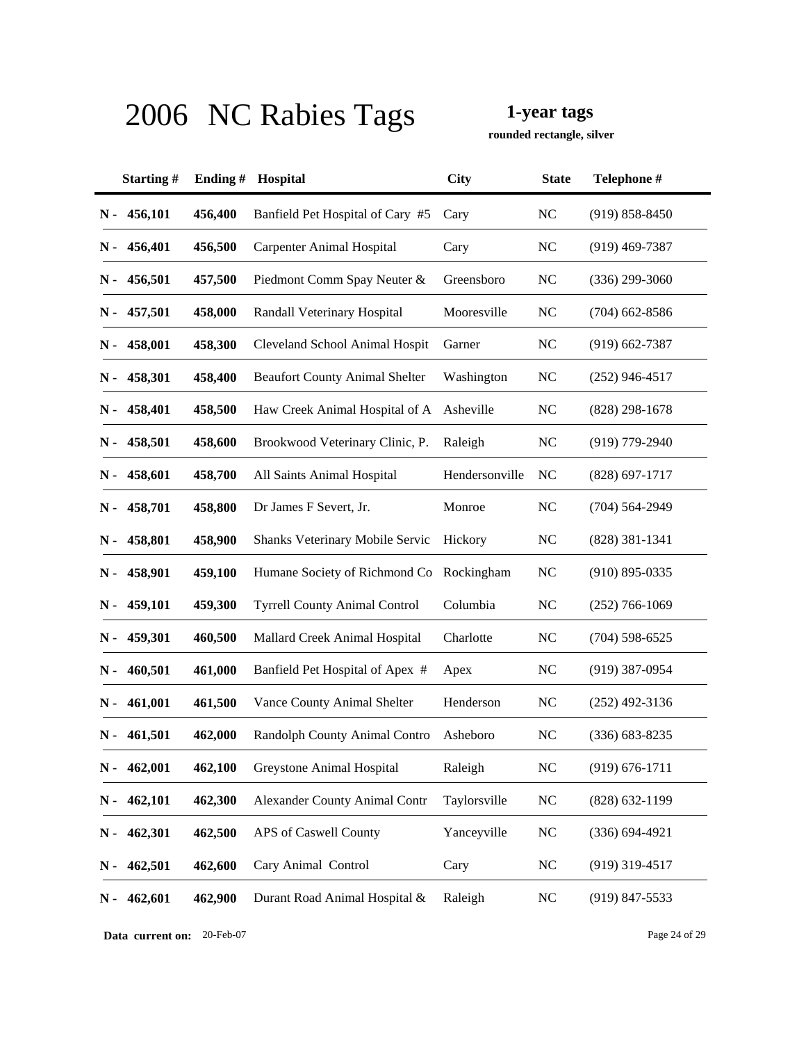# 2006 NC Rabies Tags

**1-year tags**

**rounded rectangle, silver**

| Starting # | Ending # | Hospital | City | State | Telephone # |
|---|---|---|---|---|---|
| **N - 456,101** | **456,400** | Banfield Pet Hospital of Cary #5 | Cary | NC | (919) 858-8450 |
| **N - 456,401** | **456,500** | Carpenter Animal Hospital | Cary | NC | (919) 469-7387 |
| **N - 456,501** | **457,500** | Piedmont Comm Spay Neuter & | Greensboro | NC | (336) 299-3060 |
| **N - 457,501** | **458,000** | Randall Veterinary Hospital | Mooresville | NC | (704) 662-8586 |
| **N - 458,001** | **458,300** | Cleveland School Animal Hospit | Garner | NC | (919) 662-7387 |
| **N - 458,301** | **458,400** | Beaufort County Animal Shelter | Washington | NC | (252) 946-4517 |
| **N - 458,401** | **458,500** | Haw Creek Animal Hospital of A | Asheville | NC | (828) 298-1678 |
| **N - 458,501** | **458,600** | Brookwood Veterinary Clinic, P. | Raleigh | NC | (919) 779-2940 |
| **N - 458,601** | **458,700** | All Saints Animal Hospital | Hendersonville | NC | (828) 697-1717 |
| **N - 458,701** | **458,800** | Dr James F Severt, Jr. | Monroe | NC | (704) 564-2949 |
| **N - 458,801** | **458,900** | Shanks Veterinary Mobile Servic | Hickory | NC | (828) 381-1341 |
| **N - 458,901** | **459,100** | Humane Society of Richmond Co | Rockingham | NC | (910) 895-0335 |
| **N - 459,101** | **459,300** | Tyrrell County Animal Control | Columbia | NC | (252) 766-1069 |
| **N - 459,301** | **460,500** | Mallard Creek Animal Hospital | Charlotte | NC | (704) 598-6525 |
| **N - 460,501** | **461,000** | Banfield Pet Hospital of Apex # | Apex | NC | (919) 387-0954 |
| **N - 461,001** | **461,500** | Vance County Animal Shelter | Henderson | NC | (252) 492-3136 |
| **N - 461,501** | **462,000** | Randolph County Animal Contro | Asheboro | NC | (336) 683-8235 |
| **N - 462,001** | **462,100** | Greystone Animal Hospital | Raleigh | NC | (919) 676-1711 |
| **N - 462,101** | **462,300** | Alexander County Animal Contr | Taylorsville | NC | (828) 632-1199 |
| **N - 462,301** | **462,500** | APS of Caswell County | Yanceyville | NC | (336) 694-4921 |
| **N - 462,501** | **462,600** | Cary Animal Control | Cary | NC | (919) 319-4517 |
| **N - 462,601** | **462,900** | Durant Road Animal Hospital & | Raleigh | NC | (919) 847-5533 |

**Data current on:** 20-Feb-07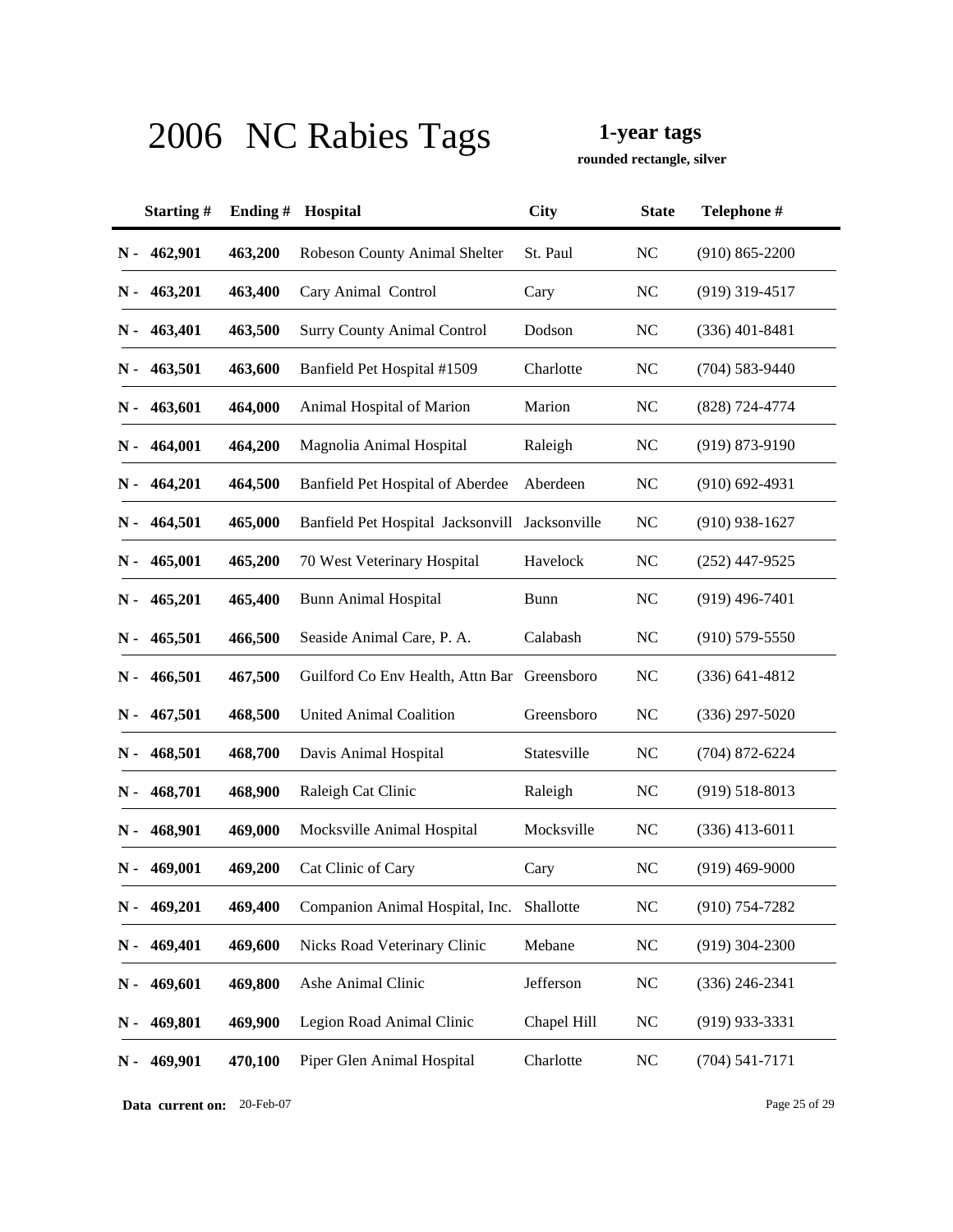# 2006 NC Rabies Tags

**1-year tags**

**rounded rectangle, silver**

| Starting # | Ending # | Hospital | City | State | Telephone # |
|---|---|---|---|---|---|
| **N - 462,901** | **463,200** | Robeson County Animal Shelter | St. Paul | NC | (910) 865-2200 |
| **N - 463,201** | **463,400** | Cary Animal Control | Cary | NC | (919) 319-4517 |
| **N - 463,401** | **463,500** | Surry County Animal Control | Dodson | NC | (336) 401-8481 |
| **N - 463,501** | **463,600** | Banfield Pet Hospital #1509 | Charlotte | NC | (704) 583-9440 |
| **N - 463,601** | **464,000** | Animal Hospital of Marion | Marion | NC | (828) 724-4774 |
| **N - 464,001** | **464,200** | Magnolia Animal Hospital | Raleigh | NC | (919) 873-9190 |
| **N - 464,201** | **464,500** | Banfield Pet Hospital of Aberdee | Aberdeen | NC | (910) 692-4931 |
| **N - 464,501** | **465,000** | Banfield Pet Hospital Jacksonvill | Jacksonville | NC | (910) 938-1627 |
| **N - 465,001** | **465,200** | 70 West Veterinary Hospital | Havelock | NC | (252) 447-9525 |
| **N - 465,201** | **465,400** | Bunn Animal Hospital | Bunn | NC | (919) 496-7401 |
| **N - 465,501** | **466,500** | Seaside Animal Care, P. A. | Calabash | NC | (910) 579-5550 |
| **N - 466,501** | **467,500** | Guilford Co Env Health, Attn Bar | Greensboro | NC | (336) 641-4812 |
| **N - 467,501** | **468,500** | United Animal Coalition | Greensboro | NC | (336) 297-5020 |
| **N - 468,501** | **468,700** | Davis Animal Hospital | Statesville | NC | (704) 872-6224 |
| **N - 468,701** | **468,900** | Raleigh Cat Clinic | Raleigh | NC | (919) 518-8013 |
| **N - 468,901** | **469,000** | Mocksville Animal Hospital | Mocksville | NC | (336) 413-6011 |
| **N - 469,001** | **469,200** | Cat Clinic of Cary | Cary | NC | (919) 469-9000 |
| **N - 469,201** | **469,400** | Companion Animal Hospital, Inc. | Shallotte | NC | (910) 754-7282 |
| **N - 469,401** | **469,600** | Nicks Road Veterinary Clinic | Mebane | NC | (919) 304-2300 |
| **N - 469,601** | **469,800** | Ashe Animal Clinic | Jefferson | NC | (336) 246-2341 |
| **N - 469,801** | **469,900** | Legion Road Animal Clinic | Chapel Hill | NC | (919) 933-3331 |
| **N - 469,901** | **470,100** | Piper Glen Animal Hospital | Charlotte | NC | (704) 541-7171 |

**Data current on:** 20-Feb-07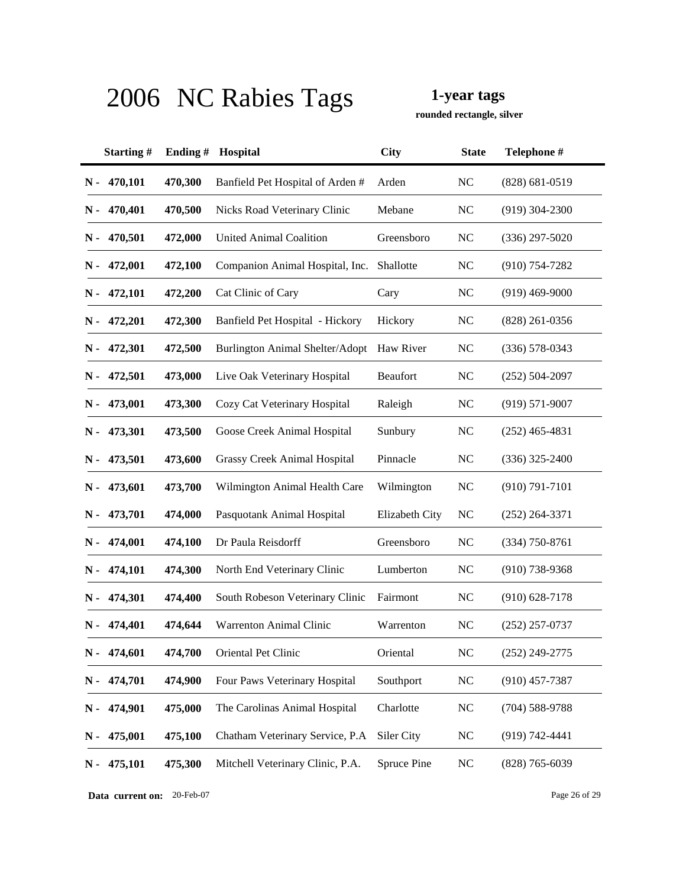# 2006 NC Rabies Tags

**1-year tags**

**rounded rectangle, silver**

| Starting # | Ending # | Hospital | City | State | Telephone # |
|---|---|---|---|---|---|
| **N - 470,101** | **470,300** | Banfield Pet Hospital of Arden # | Arden | NC | (828) 681-0519 |
| **N - 470,401** | **470,500** | Nicks Road Veterinary Clinic | Mebane | NC | (919) 304-2300 |
| **N - 470,501** | **472,000** | United Animal Coalition | Greensboro | NC | (336) 297-5020 |
| **N - 472,001** | **472,100** | Companion Animal Hospital, Inc. | Shallotte | NC | (910) 754-7282 |
| **N - 472,101** | **472,200** | Cat Clinic of Cary | Cary | NC | (919) 469-9000 |
| **N - 472,201** | **472,300** | Banfield Pet Hospital - Hickory | Hickory | NC | (828) 261-0356 |
| **N - 472,301** | **472,500** | Burlington Animal Shelter/Adopt | Haw River | NC | (336) 578-0343 |
| **N - 472,501** | **473,000** | Live Oak Veterinary Hospital | Beaufort | NC | (252) 504-2097 |
| **N - 473,001** | **473,300** | Cozy Cat Veterinary Hospital | Raleigh | NC | (919) 571-9007 |
| **N - 473,301** | **473,500** | Goose Creek Animal Hospital | Sunbury | NC | (252) 465-4831 |
| **N - 473,501** | **473,600** | Grassy Creek Animal Hospital | Pinnacle | NC | (336) 325-2400 |
| **N - 473,601** | **473,700** | Wilmington Animal Health Care | Wilmington | NC | (910) 791-7101 |
| **N - 473,701** | **474,000** | Pasquotank Animal Hospital | Elizabeth City | NC | (252) 264-3371 |
| **N - 474,001** | **474,100** | Dr Paula Reisdorff | Greensboro | NC | (334) 750-8761 |
| **N - 474,101** | **474,300** | North End Veterinary Clinic | Lumberton | NC | (910) 738-9368 |
| **N - 474,301** | **474,400** | South Robeson Veterinary Clinic | Fairmont | NC | (910) 628-7178 |
| **N - 474,401** | **474,644** | Warrenton Animal Clinic | Warrenton | NC | (252) 257-0737 |
| **N - 474,601** | **474,700** | Oriental Pet Clinic | Oriental | NC | (252) 249-2775 |
| **N - 474,701** | **474,900** | Four Paws Veterinary Hospital | Southport | NC | (910) 457-7387 |
| **N - 474,901** | **475,000** | The Carolinas Animal Hospital | Charlotte | NC | (704) 588-9788 |
| **N - 475,001** | **475,100** | Chatham Veterinary Service, P.A | Siler City | NC | (919) 742-4441 |
| **N - 475,101** | **475,300** | Mitchell Veterinary Clinic, P.A. | Spruce Pine | NC | (828) 765-6039 |

**Data current on:** 20-Feb-07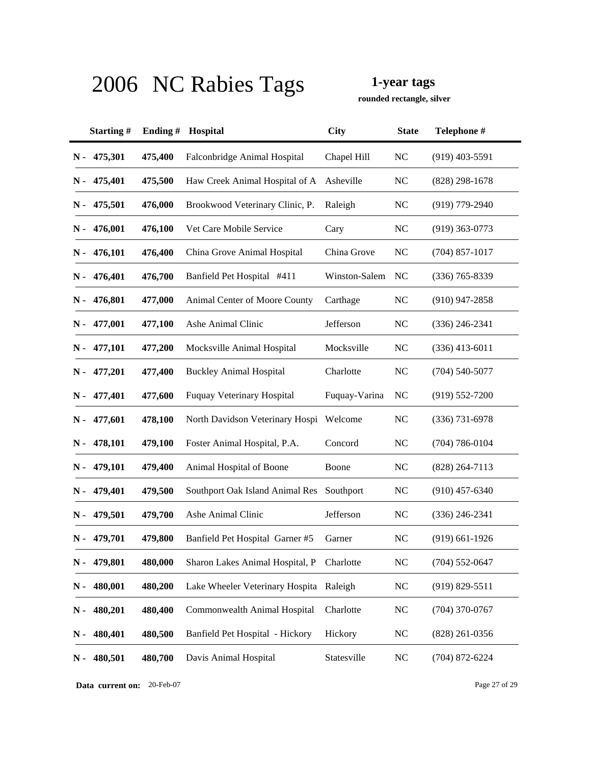# 2006 NC Rabies Tags

**1-year tags**

**rounded rectangle, silver**

| | Starting # | Ending # | Hospital | City | State | Telephone # |
|---|---|---|---|---|---|---|
| N - | 475,301 | 475,400 | Falconbridge Animal Hospital | Chapel Hill | NC | (919) 403-5591 |
| N - | 475,401 | 475,500 | Haw Creek Animal Hospital of A | Asheville | NC | (828) 298-1678 |
| N - | 475,501 | 476,000 | Brookwood Veterinary Clinic, P. | Raleigh | NC | (919) 779-2940 |
| N - | 476,001 | 476,100 | Vet Care Mobile Service | Cary | NC | (919) 363-0773 |
| N - | 476,101 | 476,400 | China Grove Animal Hospital | China Grove | NC | (704) 857-1017 |
| N - | 476,401 | 476,700 | Banfield Pet Hospital #411 | Winston-Salem | NC | (336) 765-8339 |
| N - | 476,801 | 477,000 | Animal Center of Moore County | Carthage | NC | (910) 947-2858 |
| N - | 477,001 | 477,100 | Ashe Animal Clinic | Jefferson | NC | (336) 246-2341 |
| N - | 477,101 | 477,200 | Mocksville Animal Hospital | Mocksville | NC | (336) 413-6011 |
| N - | 477,201 | 477,400 | Buckley Animal Hospital | Charlotte | NC | (704) 540-5077 |
| N - | 477,401 | 477,600 | Fuquay Veterinary Hospital | Fuquay-Varina | NC | (919) 552-7200 |
| N - | 477,601 | 478,100 | North Davidson Veterinary Hospi | Welcome | NC | (336) 731-6978 |
| N - | 478,101 | 479,100 | Foster Animal Hospital, P.A. | Concord | NC | (704) 786-0104 |
| N - | 479,101 | 479,400 | Animal Hospital of Boone | Boone | NC | (828) 264-7113 |
| N - | 479,401 | 479,500 | Southport Oak Island Animal Res | Southport | NC | (910) 457-6340 |
| N - | 479,501 | 479,700 | Ashe Animal Clinic | Jefferson | NC | (336) 246-2341 |
| N - | 479,701 | 479,800 | Banfield Pet Hospital Garner #5 | Garner | NC | (919) 661-1926 |
| N - | 479,801 | 480,000 | Sharon Lakes Animal Hospital, P | Charlotte | NC | (704) 552-0647 |
| N - | 480,001 | 480,200 | Lake Wheeler Veterinary Hospita | Raleigh | NC | (919) 829-5511 |
| N - | 480,201 | 480,400 | Commonwealth Animal Hospital | Charlotte | NC | (704) 370-0767 |
| N - | 480,401 | 480,500 | Banfield Pet Hospital - Hickory | Hickory | NC | (828) 261-0356 |
| N - | 480,501 | 480,700 | Davis Animal Hospital | Statesville | NC | (704) 872-6224 |

**Data current on:** 20-Feb-07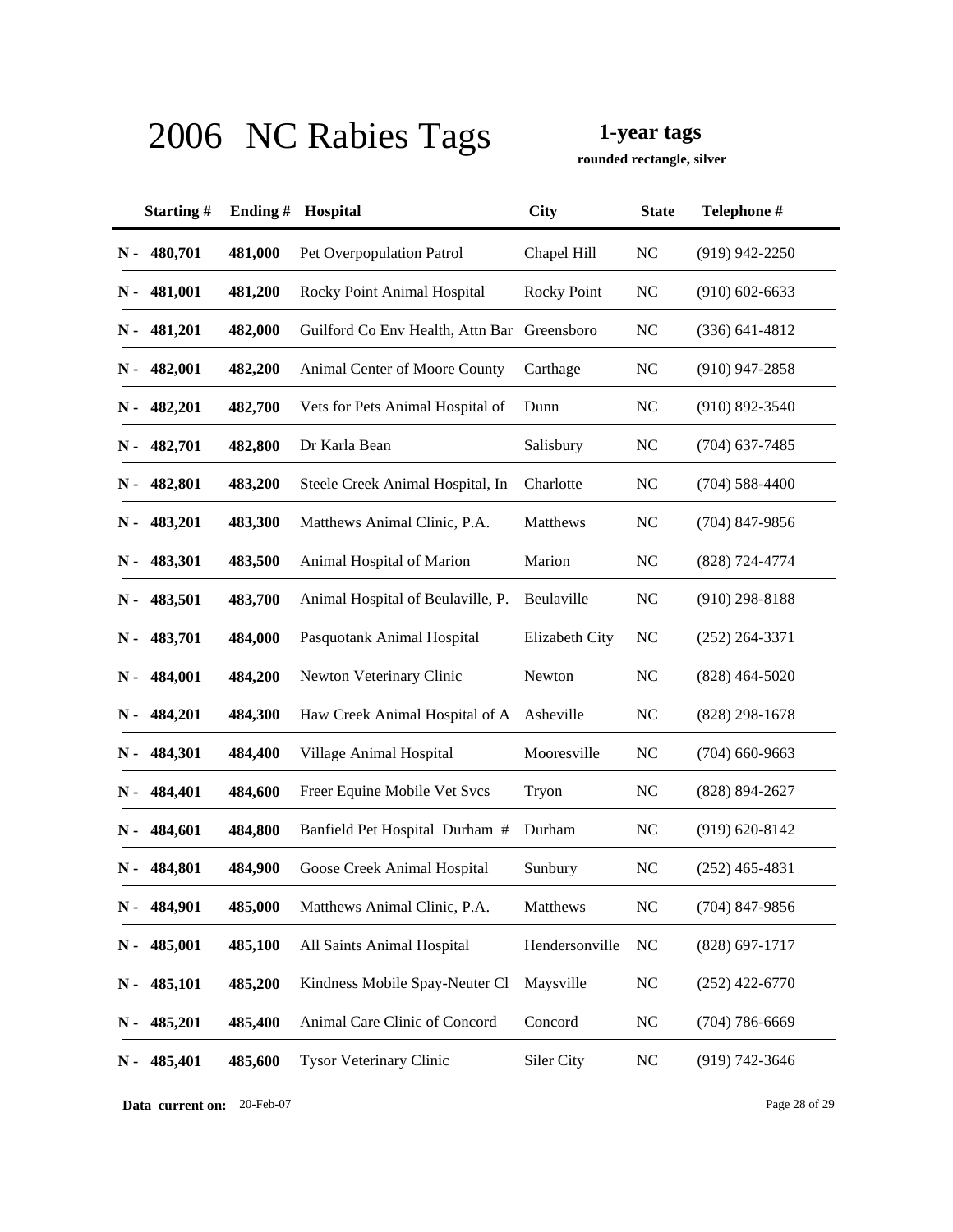# 2006 NC Rabies Tags

**1-year tags**

**rounded rectangle, silver**

| Starting # | Ending # | Hospital | City | State | Telephone # |
|---|---|---|---|---|---|
| N - 480,701 | 481,000 | Pet Overpopulation Patrol | Chapel Hill | NC | (919) 942-2250 |
| N - 481,001 | 481,200 | Rocky Point Animal Hospital | Rocky Point | NC | (910) 602-6633 |
| N - 481,201 | 482,000 | Guilford Co Env Health, Attn Bar | Greensboro | NC | (336) 641-4812 |
| N - 482,001 | 482,200 | Animal Center of Moore County | Carthage | NC | (910) 947-2858 |
| N - 482,201 | 482,700 | Vets for Pets Animal Hospital of | Dunn | NC | (910) 892-3540 |
| N - 482,701 | 482,800 | Dr Karla Bean | Salisbury | NC | (704) 637-7485 |
| N - 482,801 | 483,200 | Steele Creek Animal Hospital, In | Charlotte | NC | (704) 588-4400 |
| N - 483,201 | 483,300 | Matthews Animal Clinic, P.A. | Matthews | NC | (704) 847-9856 |
| N - 483,301 | 483,500 | Animal Hospital of Marion | Marion | NC | (828) 724-4774 |
| N - 483,501 | 483,700 | Animal Hospital of Beulaville, P. | Beulaville | NC | (910) 298-8188 |
| N - 483,701 | 484,000 | Pasquotank Animal Hospital | Elizabeth City | NC | (252) 264-3371 |
| N - 484,001 | 484,200 | Newton Veterinary Clinic | Newton | NC | (828) 464-5020 |
| N - 484,201 | 484,300 | Haw Creek Animal Hospital of A | Asheville | NC | (828) 298-1678 |
| N - 484,301 | 484,400 | Village Animal Hospital | Mooresville | NC | (704) 660-9663 |
| N - 484,401 | 484,600 | Freer Equine Mobile Vet Svcs | Tryon | NC | (828) 894-2627 |
| N - 484,601 | 484,800 | Banfield Pet Hospital Durham # | Durham | NC | (919) 620-8142 |
| N - 484,801 | 484,900 | Goose Creek Animal Hospital | Sunbury | NC | (252) 465-4831 |
| N - 484,901 | 485,000 | Matthews Animal Clinic, P.A. | Matthews | NC | (704) 847-9856 |
| N - 485,001 | 485,100 | All Saints Animal Hospital | Hendersonville | NC | (828) 697-1717 |
| N - 485,101 | 485,200 | Kindness Mobile Spay-Neuter Cl | Maysville | NC | (252) 422-6770 |
| N - 485,201 | 485,400 | Animal Care Clinic of Concord | Concord | NC | (704) 786-6669 |
| N - 485,401 | 485,600 | Tysor Veterinary Clinic | Siler City | NC | (919) 742-3646 |

**Data current on:** 20-Feb-07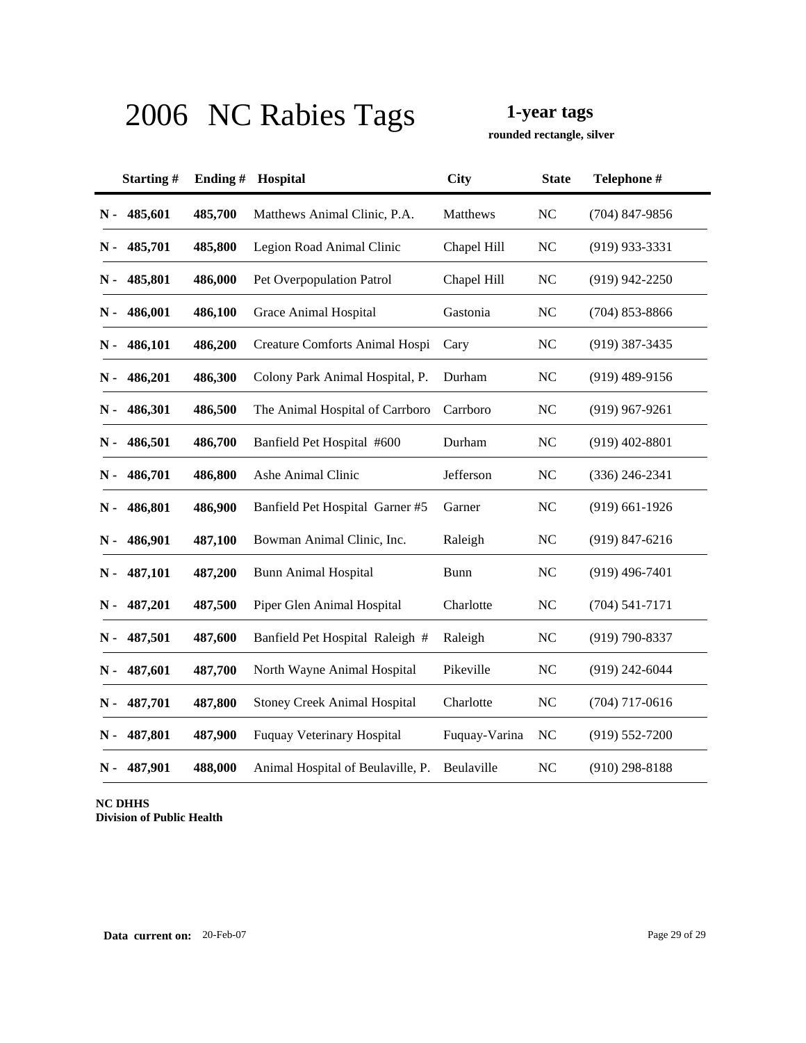# 2006 NC Rabies Tags

**1-year tags**

**rounded rectangle, silver**

| Starting # | Ending # | Hospital | City | State | Telephone # |
|---|---|---|---|---|---|
| **N - 485,601** | **485,700** | Matthews Animal Clinic, P.A. | Matthews | NC | (704) 847-9856 |
| **N - 485,701** | **485,800** | Legion Road Animal Clinic | Chapel Hill | NC | (919) 933-3331 |
| **N - 485,801** | **486,000** | Pet Overpopulation Patrol | Chapel Hill | NC | (919) 942-2250 |
| **N - 486,001** | **486,100** | Grace Animal Hospital | Gastonia | NC | (704) 853-8866 |
| **N - 486,101** | **486,200** | Creature Comforts Animal Hospi | Cary | NC | (919) 387-3435 |
| **N - 486,201** | **486,300** | Colony Park Animal Hospital, P. | Durham | NC | (919) 489-9156 |
| **N - 486,301** | **486,500** | The Animal Hospital of Carrboro | Carrboro | NC | (919) 967-9261 |
| **N - 486,501** | **486,700** | Banfield Pet Hospital #600 | Durham | NC | (919) 402-8801 |
| **N - 486,701** | **486,800** | Ashe Animal Clinic | Jefferson | NC | (336) 246-2341 |
| **N - 486,801** | **486,900** | Banfield Pet Hospital Garner #5 | Garner | NC | (919) 661-1926 |
| **N - 486,901** | **487,100** | Bowman Animal Clinic, Inc. | Raleigh | NC | (919) 847-6216 |
| **N - 487,101** | **487,200** | Bunn Animal Hospital | Bunn | NC | (919) 496-7401 |
| **N - 487,201** | **487,500** | Piper Glen Animal Hospital | Charlotte | NC | (704) 541-7171 |
| **N - 487,501** | **487,600** | Banfield Pet Hospital Raleigh # | Raleigh | NC | (919) 790-8337 |
| **N - 487,601** | **487,700** | North Wayne Animal Hospital | Pikeville | NC | (919) 242-6044 |
| **N - 487,701** | **487,800** | Stoney Creek Animal Hospital | Charlotte | NC | (704) 717-0616 |
| **N - 487,801** | **487,900** | Fuquay Veterinary Hospital | Fuquay-Varina | NC | (919) 552-7200 |
| **N - 487,901** | **488,000** | Animal Hospital of Beulaville, P. | Beulaville | NC | (910) 298-8188 |

**NC DHHS**
**Division of Public Health**

**Data current on:** 20-Feb-07